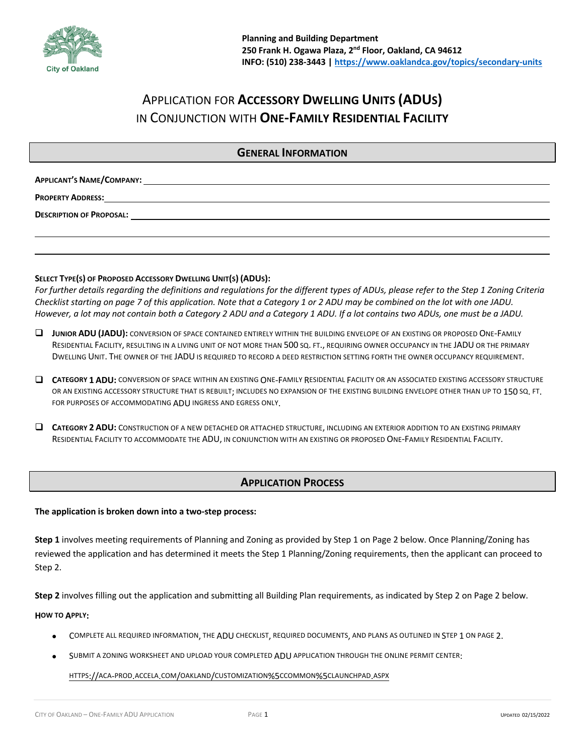**Planning and Building Department**
**250 Frank H. Ogawa Plaza, 2nd Floor, Oakland, CA 94612**
**INFO: (510) 238-3443 | https://www.oaklandca.gov/topics/secondary-units**

# APPLICATION FOR **ACCESSORY DWELLING UNITS (ADUS)** IN CONJUNCTION WITH **ONE-FAMILY RESIDENTIAL FACILITY**

## GENERAL INFORMATION

**APPLICANT'S NAME/COMPANY:** ______________________________

**PROPERTY ADDRESS:** ______________________________

**DESCRIPTION OF PROPOSAL:** ______________________________

______________________________

______________________________

**SELECT TYPE(S) OF PROPOSED ACCESSORY DWELLING UNIT(S) (ADUS):**

*For further details regarding the definitions and regulations for the different types of ADUs, please refer to the Step 1 Zoning Criteria Checklist starting on page 7 of this application. Note that a Category 1 or 2 ADU may be combined on the lot with one JADU. However, a lot may not contain both a Category 2 ADU and a Category 1 ADU. If a lot contains two ADUs, one must be a JADU.*

- ☐ **JUNIOR ADU (JADU):** CONVERSION OF SPACE CONTAINED ENTIRELY WITHIN THE BUILDING ENVELOPE OF AN EXISTING OR PROPOSED ONE-FAMILY RESIDENTIAL FACILITY, RESULTING IN A LIVING UNIT OF NOT MORE THAN 500 SQ. FT., REQUIRING OWNER OCCUPANCY IN THE JADU OR THE PRIMARY DWELLING UNIT. THE OWNER OF THE JADU IS REQUIRED TO RECORD A DEED RESTRICTION SETTING FORTH THE OWNER OCCUPANCY REQUIREMENT.

- ☐ **CATEGORY 1 ADU:** CONVERSION OF SPACE WITHIN AN EXISTING ONE-FAMILY RESIDENTIAL FACILITY OR AN ASSOCIATED EXISTING ACCESSORY STRUCTURE OR AN EXISTING ACCESSORY STRUCTURE THAT IS REBUILT; INCLUDES NO EXPANSION OF THE EXISTING BUILDING ENVELOPE OTHER THAN UP TO 150 SQ. FT. FOR PURPOSES OF ACCOMMODATING ADU INGRESS AND EGRESS ONLY.

- ☐ **CATEGORY 2 ADU:** CONSTRUCTION OF A NEW DETACHED OR ATTACHED STRUCTURE, INCLUDING AN EXTERIOR ADDITION TO AN EXISTING PRIMARY RESIDENTIAL FACILITY TO ACCOMMODATE THE ADU, IN CONJUNCTION WITH AN EXISTING OR PROPOSED ONE-FAMILY RESIDENTIAL FACILITY.

## APPLICATION PROCESS

**The application is broken down into a two-step process:**

**Step 1** involves meeting requirements of Planning and Zoning as provided by Step 1 on Page 2 below. Once Planning/Zoning has reviewed the application and has determined it meets the Step 1 Planning/Zoning requirements, then the applicant can proceed to Step 2.

**Step 2** involves filling out the application and submitting all Building Plan requirements, as indicated by Step 2 on Page 2 below.

**HOW TO APPLY:**

- COMPLETE ALL REQUIRED INFORMATION, THE ADU CHECKLIST, REQUIRED DOCUMENTS, AND PLANS AS OUTLINED IN STEP 1 ON PAGE 2.
- SUBMIT A ZONING WORKSHEET AND UPLOAD YOUR COMPLETED ADU APPLICATION THROUGH THE ONLINE PERMIT CENTER:

  HTTPS://ACA-PROD.ACCELA.COM/OAKLAND/CUSTOMIZATION%5CCOMMON%5CLAUNCHPAD.ASPX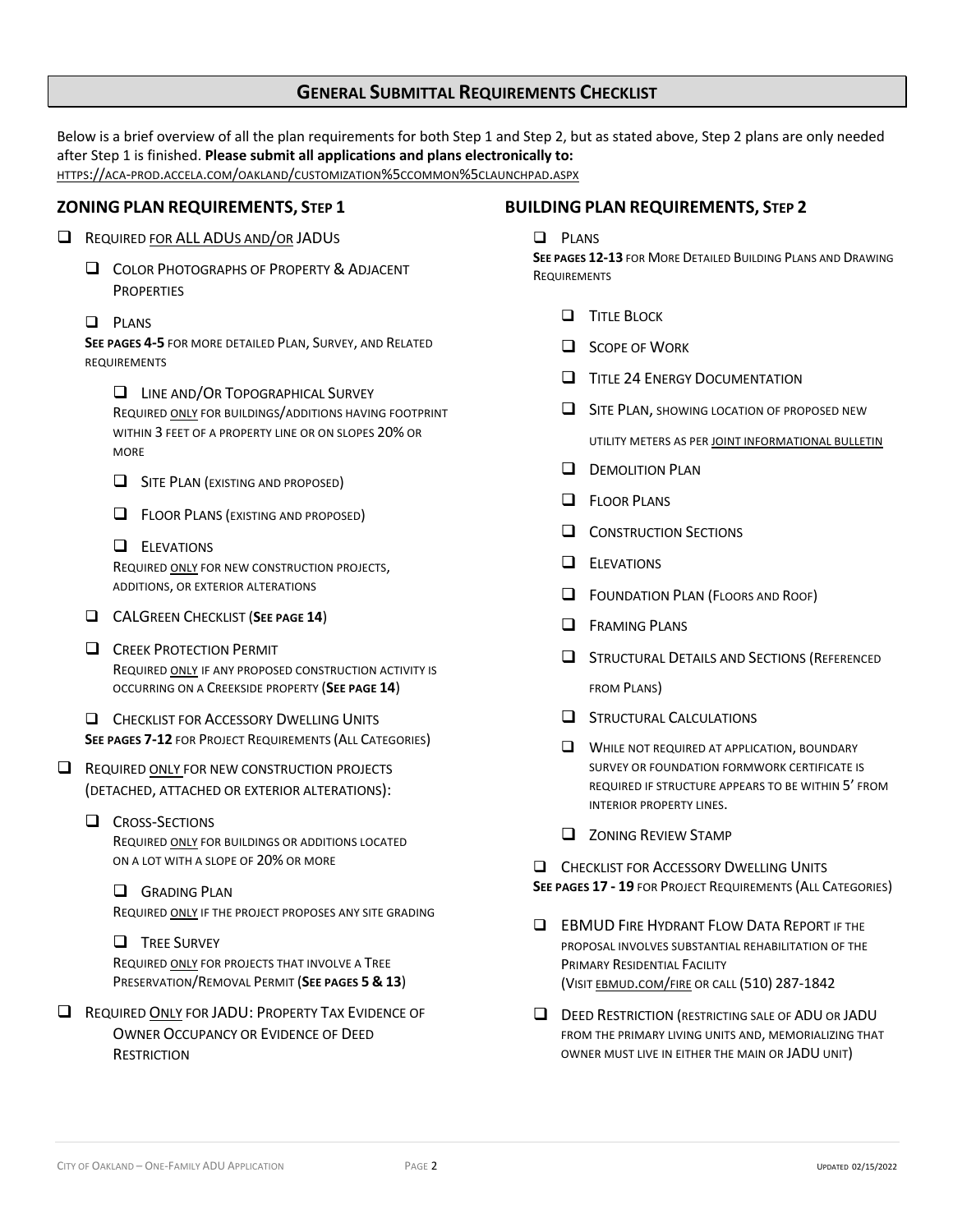## General Submittal Requirements Checklist

Below is a brief overview of all the plan requirements for both Step 1 and Step 2, but as stated above, Step 2 plans are only needed after Step 1 is finished. **Please submit all applications and plans electronically to:** https://aca-prod.accela.com/oakland/customization%5ccommon%5claunchpad.aspx

### Zoning Plan Requirements, Step 1

- ❑ Required for ALL ADUs and/or JADUs
  - ❑ Color Photographs of Property & Adjacent Properties
  - ❑ Plans
    **See pages 4-5** for more detailed Plan, Survey, and Related requirements
    - ❑ Line and/Or Topographical Survey
      Required only for buildings/additions having footprint within 3 feet of a property line or on slopes 20% or more
    - ❑ Site Plan (existing and proposed)
    - ❑ Floor Plans (existing and proposed)
    - ❑ Elevations
      Required only for new construction projects, additions, or exterior alterations
  - ❑ CALGreen Checklist (**See page 14**)
  - ❑ Creek Protection Permit
    Required only if any proposed construction activity is occurring on a Creekside property (**See page 14**)
  - ❑ Checklist for Accessory Dwelling Units
    **See pages 7-12** for Project Requirements (All Categories)
- ❑ Required only for new construction projects (detached, attached or exterior alterations):
  - ❑ Cross-Sections
    Required only for buildings or additions located on a lot with a slope of 20% or more
    - ❑ Grading Plan
      Required only if the project proposes any site grading
    - ❑ Tree Survey
      Required only for projects that involve a Tree Preservation/Removal Permit (**See pages 5 & 13**)
- ❑ Required Only for JADU: Property Tax Evidence of Owner Occupancy or Evidence of Deed Restriction

### Building Plan Requirements, Step 2

- ❑ Plans
  **See pages 12-13** for More Detailed Building Plans and Drawing Requirements
  - ❑ Title Block
  - ❑ Scope of Work
  - ❑ Title 24 Energy Documentation
  - ❑ Site Plan, showing location of proposed new utility meters as per Joint Informational Bulletin
  - ❑ Demolition Plan
  - ❑ Floor Plans
  - ❑ Construction Sections
  - ❑ Elevations
  - ❑ Foundation Plan (Floors and Roof)
  - ❑ Framing Plans
  - ❑ Structural Details and Sections (Referenced from Plans)
  - ❑ Structural Calculations
  - ❑ While not required at application, boundary survey or foundation formwork certificate is required if structure appears to be within 5' from interior property lines.
  - ❑ Zoning Review Stamp
- ❑ Checklist for Accessory Dwelling Units
  **See pages 17 - 19** for Project Requirements (All Categories)
- ❑ EBMUD Fire Hydrant Flow Data Report if the proposal involves substantial rehabilitation of the Primary Residential Facility (Visit ebmud.com/fire or call (510) 287-1842
- ❑ Deed Restriction (restricting sale of ADU or JADU from the primary living units and, memorializing that owner must live in either the main or JADU unit)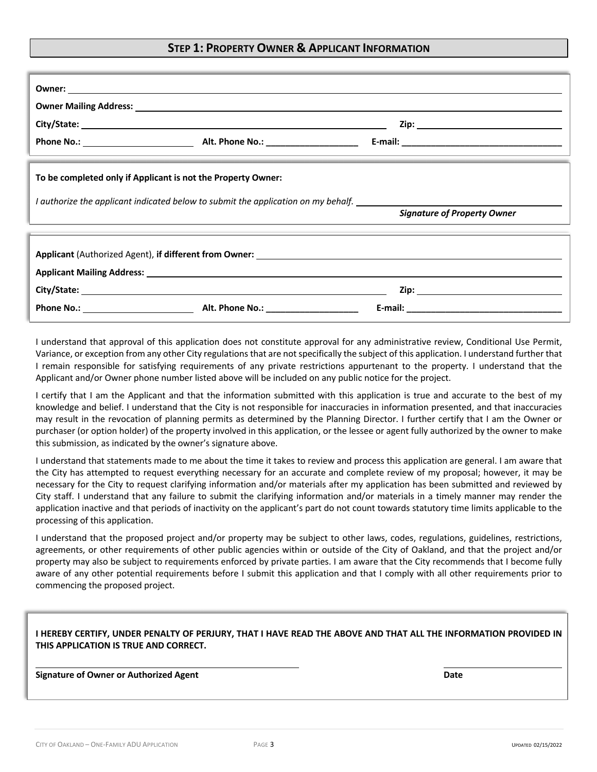## STEP 1: PROPERTY OWNER & APPLICANT INFORMATION

**Owner:** ______________________________________________

**Owner Mailing Address:** ______________________________________________

**City/State:** ______________________________ **Zip:** ______________

**Phone No.:** ______________ **Alt. Phone No.:** ______________ **E-mail:** ______________

**To be completed only if Applicant is not the Property Owner:**

*I authorize the applicant indicated below to submit the application on my behalf.* ______________________________
***Signature of Property Owner***

**Applicant** (Authorized Agent), **if different from Owner:** ______________________________________________

**Applicant Mailing Address:** ______________________________________________

**City/State:** ______________________________ **Zip:** ______________

**Phone No.:** ______________ **Alt. Phone No.:** ______________ **E-mail:** ______________

I understand that approval of this application does not constitute approval for any administrative review, Conditional Use Permit, Variance, or exception from any other City regulations that are not specifically the subject of this application. I understand further that I remain responsible for satisfying requirements of any private restrictions appurtenant to the property. I understand that the Applicant and/or Owner phone number listed above will be included on any public notice for the project.

I certify that I am the Applicant and that the information submitted with this application is true and accurate to the best of my knowledge and belief. I understand that the City is not responsible for inaccuracies in information presented, and that inaccuracies may result in the revocation of planning permits as determined by the Planning Director. I further certify that I am the Owner or purchaser (or option holder) of the property involved in this application, or the lessee or agent fully authorized by the owner to make this submission, as indicated by the owner's signature above.

I understand that statements made to me about the time it takes to review and process this application are general. I am aware that the City has attempted to request everything necessary for an accurate and complete review of my proposal; however, it may be necessary for the City to request clarifying information and/or materials after my application has been submitted and reviewed by City staff. I understand that any failure to submit the clarifying information and/or materials in a timely manner may render the application inactive and that periods of inactivity on the applicant's part do not count towards statutory time limits applicable to the processing of this application.

I understand that the proposed project and/or property may be subject to other laws, codes, regulations, guidelines, restrictions, agreements, or other requirements of other public agencies within or outside of the City of Oakland, and that the project and/or property may also be subject to requirements enforced by private parties. I am aware that the City recommends that I become fully aware of any other potential requirements before I submit this application and that I comply with all other requirements prior to commencing the proposed project.

**I HEREBY CERTIFY, UNDER PENALTY OF PERJURY, THAT I HAVE READ THE ABOVE AND THAT ALL THE INFORMATION PROVIDED IN THIS APPLICATION IS TRUE AND CORRECT.**

______________________________ ______________
**Signature of Owner or Authorized Agent** **Date**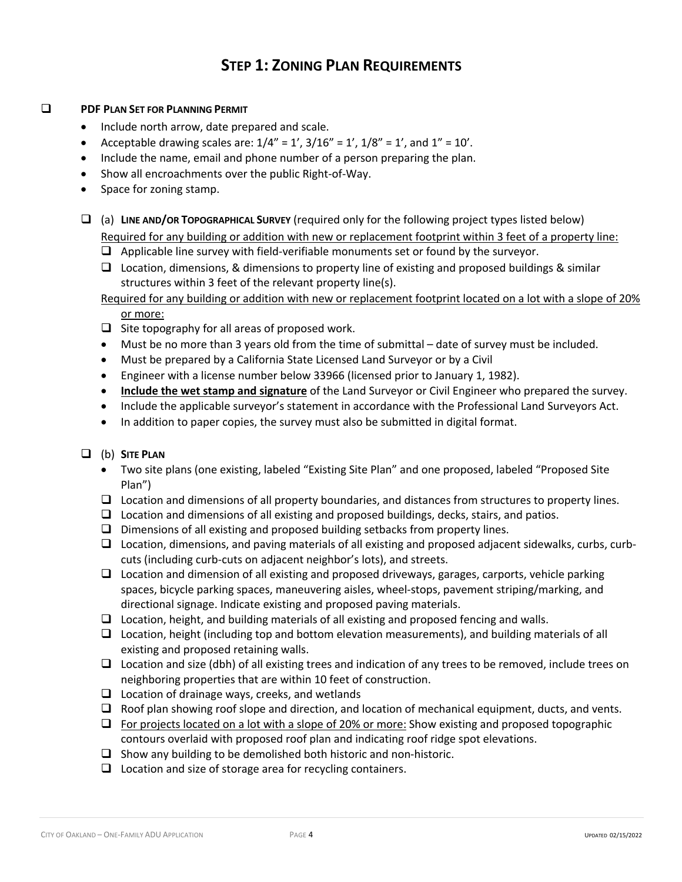# STEP 1: ZONING PLAN REQUIREMENTS

- ❑ **PDF PLAN SET FOR PLANNING PERMIT**
  - Include north arrow, date prepared and scale.
  - Acceptable drawing scales are: 1/4" = 1', 3/16" = 1', 1/8" = 1', and 1" = 10'.
  - Include the name, email and phone number of a person preparing the plan.
  - Show all encroachments over the public Right-of-Way.
  - Space for zoning stamp.

  - ❑ (a) **LINE AND/OR TOPOGRAPHICAL SURVEY** (required only for the following project types listed below)

    <u>Required for any building or addition with new or replacement footprint within 3 feet of a property line:</u>
    - ❑ Applicable line survey with field-verifiable monuments set or found by the surveyor.
    - ❑ Location, dimensions, & dimensions to property line of existing and proposed buildings & similar structures within 3 feet of the relevant property line(s).

    <u>Required for any building or addition with new or replacement footprint located on a lot with a slope of 20% or more:</u>
    - ❑ Site topography for all areas of proposed work.
    - Must be no more than 3 years old from the time of submittal – date of survey must be included.
    - Must be prepared by a California State Licensed Land Surveyor or by a Civil
    - Engineer with a license number below 33966 (licensed prior to January 1, 1982).
    - <u>**Include the wet stamp and signature**</u> of the Land Surveyor or Civil Engineer who prepared the survey.
    - Include the applicable surveyor's statement in accordance with the Professional Land Surveyors Act.
    - In addition to paper copies, the survey must also be submitted in digital format.

  - ❑ (b) **SITE PLAN**
    - Two site plans (one existing, labeled "Existing Site Plan" and one proposed, labeled "Proposed Site Plan")
    - ❑ Location and dimensions of all property boundaries, and distances from structures to property lines.
    - ❑ Location and dimensions of all existing and proposed buildings, decks, stairs, and patios.
    - ❑ Dimensions of all existing and proposed building setbacks from property lines.
    - ❑ Location, dimensions, and paving materials of all existing and proposed adjacent sidewalks, curbs, curb-cuts (including curb-cuts on adjacent neighbor's lots), and streets.
    - ❑ Location and dimension of all existing and proposed driveways, garages, carports, vehicle parking spaces, bicycle parking spaces, maneuvering aisles, wheel-stops, pavement striping/marking, and directional signage. Indicate existing and proposed paving materials.
    - ❑ Location, height, and building materials of all existing and proposed fencing and walls.
    - ❑ Location, height (including top and bottom elevation measurements), and building materials of all existing and proposed retaining walls.
    - ❑ Location and size (dbh) of all existing trees and indication of any trees to be removed, include trees on neighboring properties that are within 10 feet of construction.
    - ❑ Location of drainage ways, creeks, and wetlands
    - ❑ Roof plan showing roof slope and direction, and location of mechanical equipment, ducts, and vents.
    - ❑ <u>For projects located on a lot with a slope of 20% or more:</u> Show existing and proposed topographic contours overlaid with proposed roof plan and indicating roof ridge spot elevations.
    - ❑ Show any building to be demolished both historic and non-historic.
    - ❑ Location and size of storage area for recycling containers.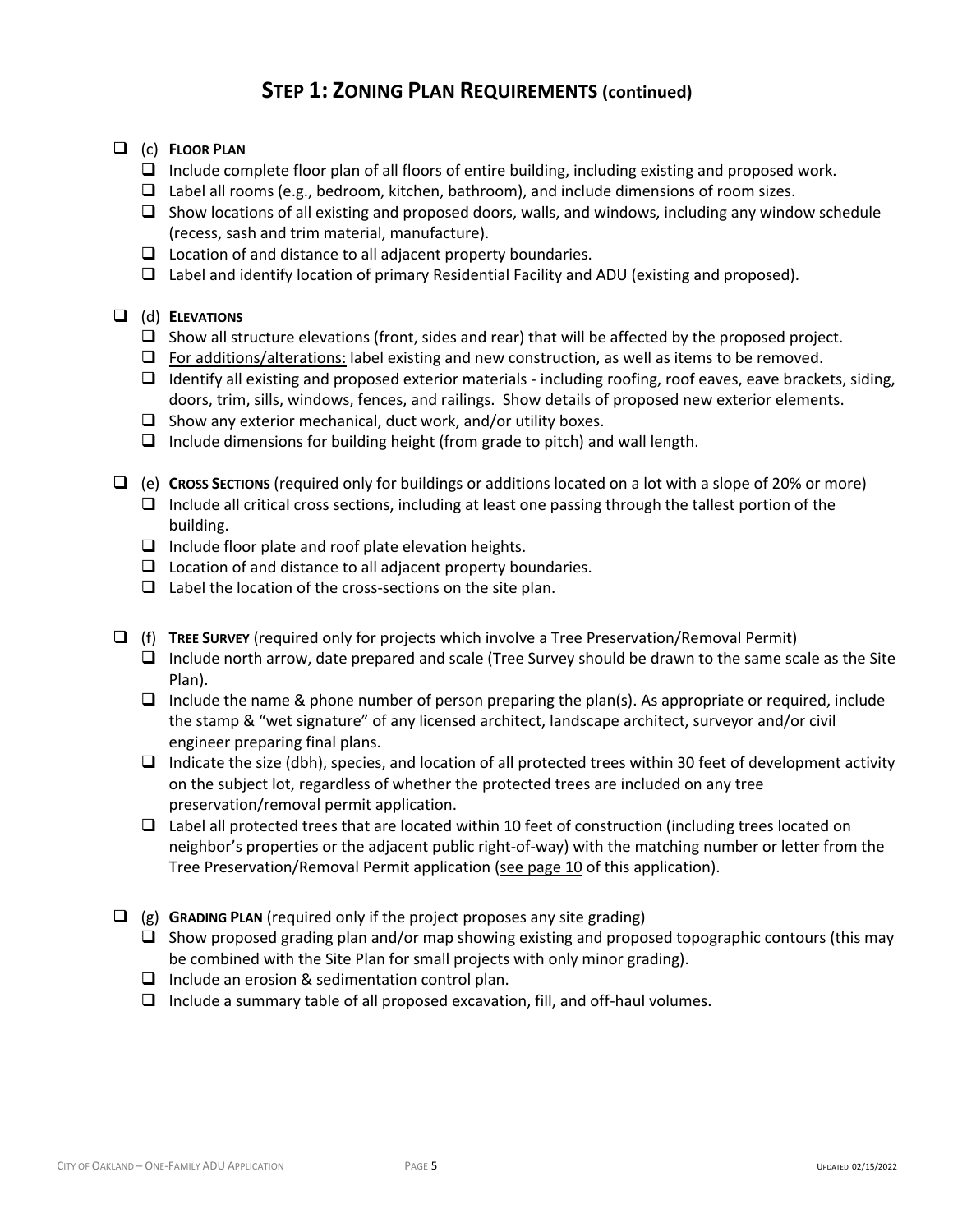## STEP 1: ZONING PLAN REQUIREMENTS (continued)

- ❑ (c) **FLOOR PLAN**
  - ❑ Include complete floor plan of all floors of entire building, including existing and proposed work.
  - ❑ Label all rooms (e.g., bedroom, kitchen, bathroom), and include dimensions of room sizes.
  - ❑ Show locations of all existing and proposed doors, walls, and windows, including any window schedule (recess, sash and trim material, manufacture).
  - ❑ Location of and distance to all adjacent property boundaries.
  - ❑ Label and identify location of primary Residential Facility and ADU (existing and proposed).

- ❑ (d) **ELEVATIONS**
  - ❑ Show all structure elevations (front, sides and rear) that will be affected by the proposed project.
  - ❑ For additions/alterations: label existing and new construction, as well as items to be removed.
  - ❑ Identify all existing and proposed exterior materials - including roofing, roof eaves, eave brackets, siding, doors, trim, sills, windows, fences, and railings. Show details of proposed new exterior elements.
  - ❑ Show any exterior mechanical, duct work, and/or utility boxes.
  - ❑ Include dimensions for building height (from grade to pitch) and wall length.

- ❑ (e) **CROSS SECTIONS** (required only for buildings or additions located on a lot with a slope of 20% or more)
  - ❑ Include all critical cross sections, including at least one passing through the tallest portion of the building.
  - ❑ Include floor plate and roof plate elevation heights.
  - ❑ Location of and distance to all adjacent property boundaries.
  - ❑ Label the location of the cross-sections on the site plan.

- ❑ (f) **TREE SURVEY** (required only for projects which involve a Tree Preservation/Removal Permit)
  - ❑ Include north arrow, date prepared and scale (Tree Survey should be drawn to the same scale as the Site Plan).
  - ❑ Include the name & phone number of person preparing the plan(s). As appropriate or required, include the stamp & "wet signature" of any licensed architect, landscape architect, surveyor and/or civil engineer preparing final plans.
  - ❑ Indicate the size (dbh), species, and location of all protected trees within 30 feet of development activity on the subject lot, regardless of whether the protected trees are included on any tree preservation/removal permit application.
  - ❑ Label all protected trees that are located within 10 feet of construction (including trees located on neighbor's properties or the adjacent public right-of-way) with the matching number or letter from the Tree Preservation/Removal Permit application (see page 10 of this application).

- ❑ (g) **GRADING PLAN** (required only if the project proposes any site grading)
  - ❑ Show proposed grading plan and/or map showing existing and proposed topographic contours (this may be combined with the Site Plan for small projects with only minor grading).
  - ❑ Include an erosion & sedimentation control plan.
  - ❑ Include a summary table of all proposed excavation, fill, and off-haul volumes.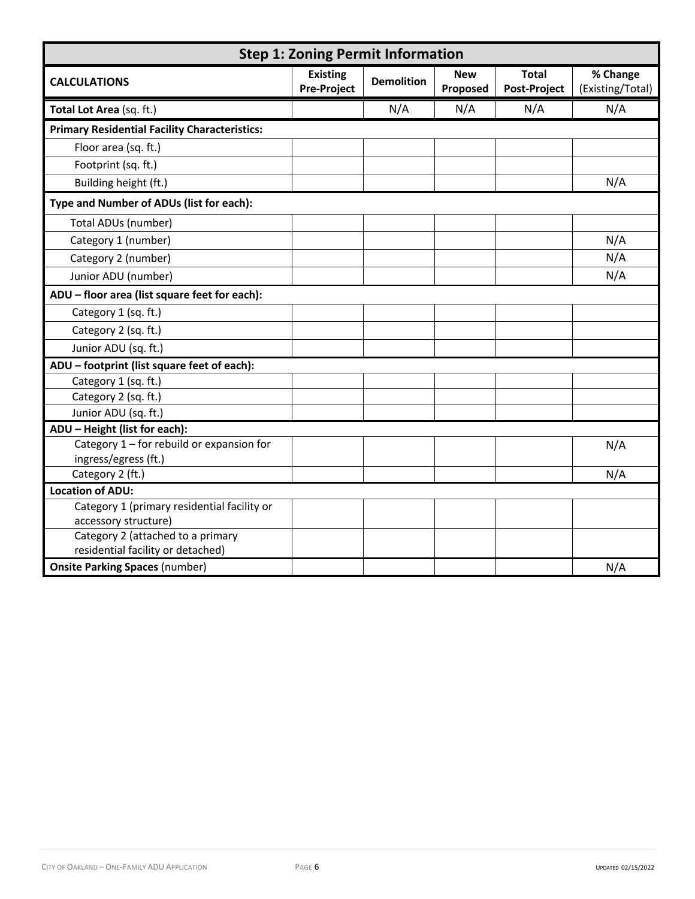| Step 1: Zoning Permit Information | | | | | |
|---|---|---|---|---|---|
| **CALCULATIONS** | **Existing Pre-Project** | **Demolition** | **New Proposed** | **Total Post-Project** | **% Change** (Existing/Total) |
| **Total Lot Area** (sq. ft.) | | N/A | N/A | N/A | N/A |
| **Primary Residential Facility Characteristics:** | | | | | |
| Floor area (sq. ft.) | | | | | |
| Footprint (sq. ft.) | | | | | |
| Building height (ft.) | | | | | N/A |
| **Type and Number of ADUs (list for each):** | | | | | |
| Total ADUs (number) | | | | | |
| Category 1 (number) | | | | | N/A |
| Category 2 (number) | | | | | N/A |
| Junior ADU (number) | | | | | N/A |
| **ADU – floor area (list square feet for each):** | | | | | |
| Category 1 (sq. ft.) | | | | | |
| Category 2 (sq. ft.) | | | | | |
| Junior ADU (sq. ft.) | | | | | |
| **ADU – footprint (list square feet of each):** | | | | | |
| Category 1 (sq. ft.) | | | | | |
| Category 2 (sq. ft.) | | | | | |
| Junior ADU (sq. ft.) | | | | | |
| **ADU – Height (list for each):** | | | | | |
| Category 1 – for rebuild or expansion for ingress/egress (ft.) | | | | | N/A |
| Category 2 (ft.) | | | | | N/A |
| **Location of ADU:** | | | | | |
| Category 1 (primary residential facility or accessory structure) | | | | | |
| Category 2 (attached to a primary residential facility or detached) | | | | | |
| **Onsite Parking Spaces** (number) | | | | | N/A |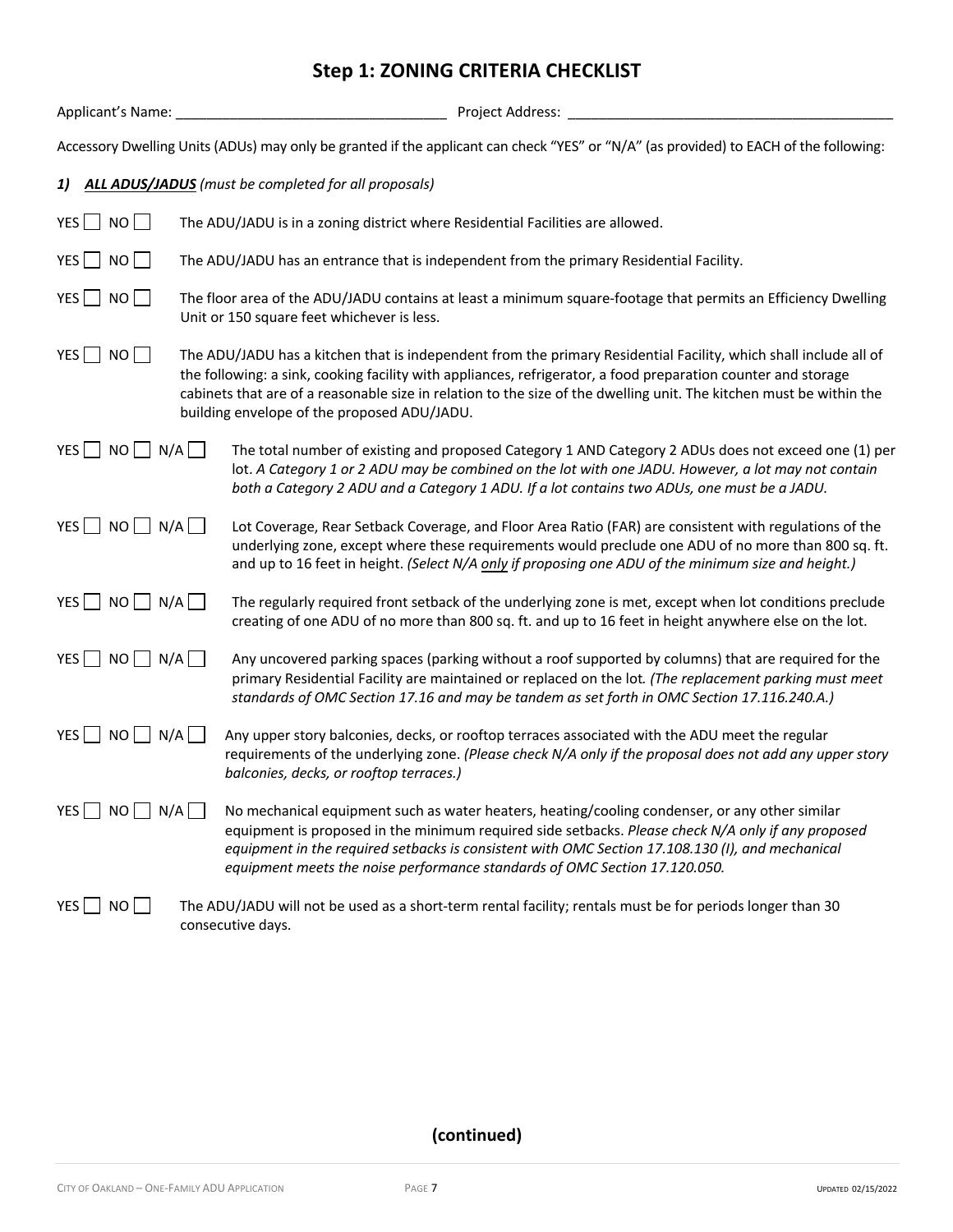# Step 1: ZONING CRITERIA CHECKLIST

Applicant's Name: ___________________________________ Project Address: ___________________________________________

Accessory Dwelling Units (ADUs) may only be granted if the applicant can check "YES" or "N/A" (as provided) to EACH of the following:

***1) ALL ADUS/JADUS** (must be completed for all proposals)*

YES ☐ NO ☐ The ADU/JADU is in a zoning district where Residential Facilities are allowed.

YES ☐ NO ☐ The ADU/JADU has an entrance that is independent from the primary Residential Facility.

YES ☐ NO ☐ The floor area of the ADU/JADU contains at least a minimum square-footage that permits an Efficiency Dwelling Unit or 150 square feet whichever is less.

YES ☐ NO ☐ The ADU/JADU has a kitchen that is independent from the primary Residential Facility, which shall include all of the following: a sink, cooking facility with appliances, refrigerator, a food preparation counter and storage cabinets that are of a reasonable size in relation to the size of the dwelling unit. The kitchen must be within the building envelope of the proposed ADU/JADU.

YES ☐ NO ☐ N/A ☐ The total number of existing and proposed Category 1 AND Category 2 ADUs does not exceed one (1) per lot. *A Category 1 or 2 ADU may be combined on the lot with one JADU. However, a lot may not contain both a Category 2 ADU and a Category 1 ADU. If a lot contains two ADUs, one must be a JADU.*

YES ☐ NO ☐ N/A ☐ Lot Coverage, Rear Setback Coverage, and Floor Area Ratio (FAR) are consistent with regulations of the underlying zone, except where these requirements would preclude one ADU of no more than 800 sq. ft. and up to 16 feet in height. *(Select N/A only if proposing one ADU of the minimum size and height.)*

YES ☐ NO ☐ N/A ☐ The regularly required front setback of the underlying zone is met, except when lot conditions preclude creating of one ADU of no more than 800 sq. ft. and up to 16 feet in height anywhere else on the lot.

YES ☐ NO ☐ N/A ☐ Any uncovered parking spaces (parking without a roof supported by columns) that are required for the primary Residential Facility are maintained or replaced on the lot. *(The replacement parking must meet standards of OMC Section 17.16 and may be tandem as set forth in OMC Section 17.116.240.A.)*

YES ☐ NO ☐ N/A ☐ Any upper story balconies, decks, or rooftop terraces associated with the ADU meet the regular requirements of the underlying zone. *(Please check N/A only if the proposal does not add any upper story balconies, decks, or rooftop terraces.)*

YES ☐ NO ☐ N/A ☐ No mechanical equipment such as water heaters, heating/cooling condenser, or any other similar equipment is proposed in the minimum required side setbacks. *Please check N/A only if any proposed equipment in the required setbacks is consistent with OMC Section 17.108.130 (I), and mechanical equipment meets the noise performance standards of OMC Section 17.120.050.*

YES ☐ NO ☐ The ADU/JADU will not be used as a short-term rental facility; rentals must be for periods longer than 30 consecutive days.

**(continued)**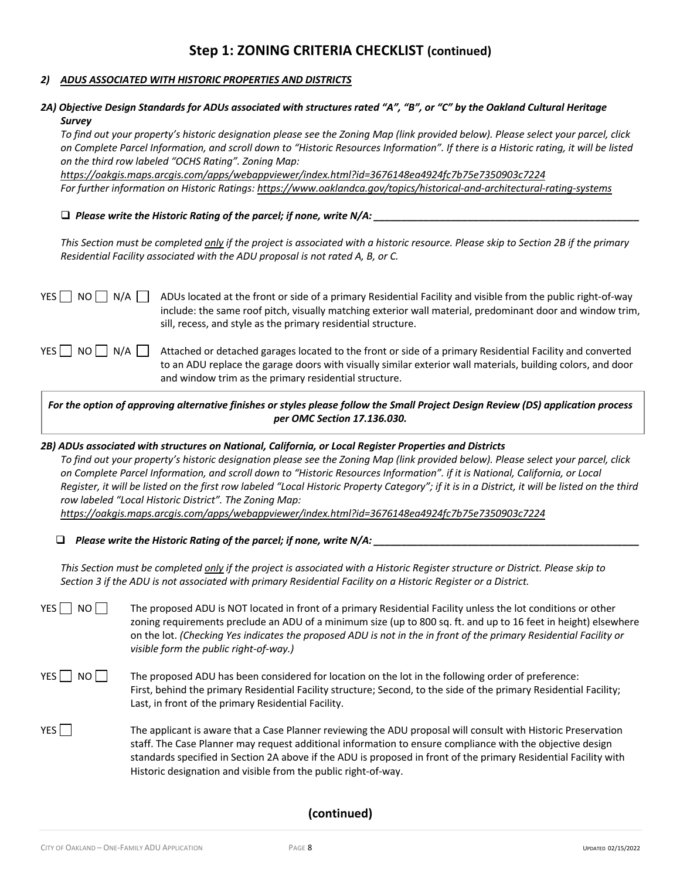# Step 1: ZONING CRITERIA CHECKLIST (continued)

## 2) *ADUS ASSOCIATED WITH HISTORIC PROPERTIES AND DISTRICTS*

### *2A) Objective Design Standards for ADUs associated with structures rated "A", "B", or "C" by the Oakland Cultural Heritage Survey*

*To find out your property's historic designation please see the Zoning Map (link provided below). Please select your parcel, click on Complete Parcel Information, and scroll down to "Historic Resources Information". If there is a Historic rating, it will be listed on the third row labeled "OCHS Rating". Zoning Map: https://oakgis.maps.arcgis.com/apps/webappviewer/index.html?id=3676148ea4924fc7b75e7350903c7224*

*For further information on Historic Ratings: https://www.oaklandca.gov/topics/historical-and-architectural-rating-systems*

❑ ***Please write the Historic Rating of the parcel; if none, write N/A: ___________________________________***

*This Section must be completed only if the project is associated with a historic resource. Please skip to Section 2B if the primary Residential Facility associated with the ADU proposal is not rated A, B, or C.*

YES ☐ NO ☐ N/A ☐ ADUs located at the front or side of a primary Residential Facility and visible from the public right-of-way include: the same roof pitch, visually matching exterior wall material, predominant door and window trim, sill, recess, and style as the primary residential structure.

YES ☐ NO ☐ N/A ☐ Attached or detached garages located to the front or side of a primary Residential Facility and converted to an ADU replace the garage doors with visually similar exterior wall materials, building colors, and door and window trim as the primary residential structure.

***For the option of approving alternative finishes or styles please follow the Small Project Design Review (DS) application process per OMC Section 17.136.030.***

### *2B) ADUs associated with structures on National, California, or Local Register Properties and Districts*

*To find out your property's historic designation please see the Zoning Map (link provided below). Please select your parcel, click on Complete Parcel Information, and scroll down to "Historic Resources Information". if it is National, California, or Local Register, it will be listed on the first row labeled "Local Historic Property Category"; if it is in a District, it will be listed on the third row labeled "Local Historic District". The Zoning Map: https://oakgis.maps.arcgis.com/apps/webappviewer/index.html?id=3676148ea4924fc7b75e7350903c7224*

❑ ***Please write the Historic Rating of the parcel; if none, write N/A: ___________________________________***

*This Section must be completed only if the project is associated with a Historic Register structure or District. Please skip to Section 3 if the ADU is not associated with primary Residential Facility on a Historic Register or a District.*

YES ☐ NO ☐ The proposed ADU is NOT located in front of a primary Residential Facility unless the lot conditions or other zoning requirements preclude an ADU of a minimum size (up to 800 sq. ft. and up to 16 feet in height) elsewhere on the lot. *(Checking Yes indicates the proposed ADU is not in the in front of the primary Residential Facility or visible form the public right-of-way.)*

YES ☐ NO ☐ The proposed ADU has been considered for location on the lot in the following order of preference: First, behind the primary Residential Facility structure; Second, to the side of the primary Residential Facility; Last, in front of the primary Residential Facility.

YES ☐ The applicant is aware that a Case Planner reviewing the ADU proposal will consult with Historic Preservation staff. The Case Planner may request additional information to ensure compliance with the objective design standards specified in Section 2A above if the ADU is proposed in front of the primary Residential Facility with Historic designation and visible from the public right-of-way.

**(continued)**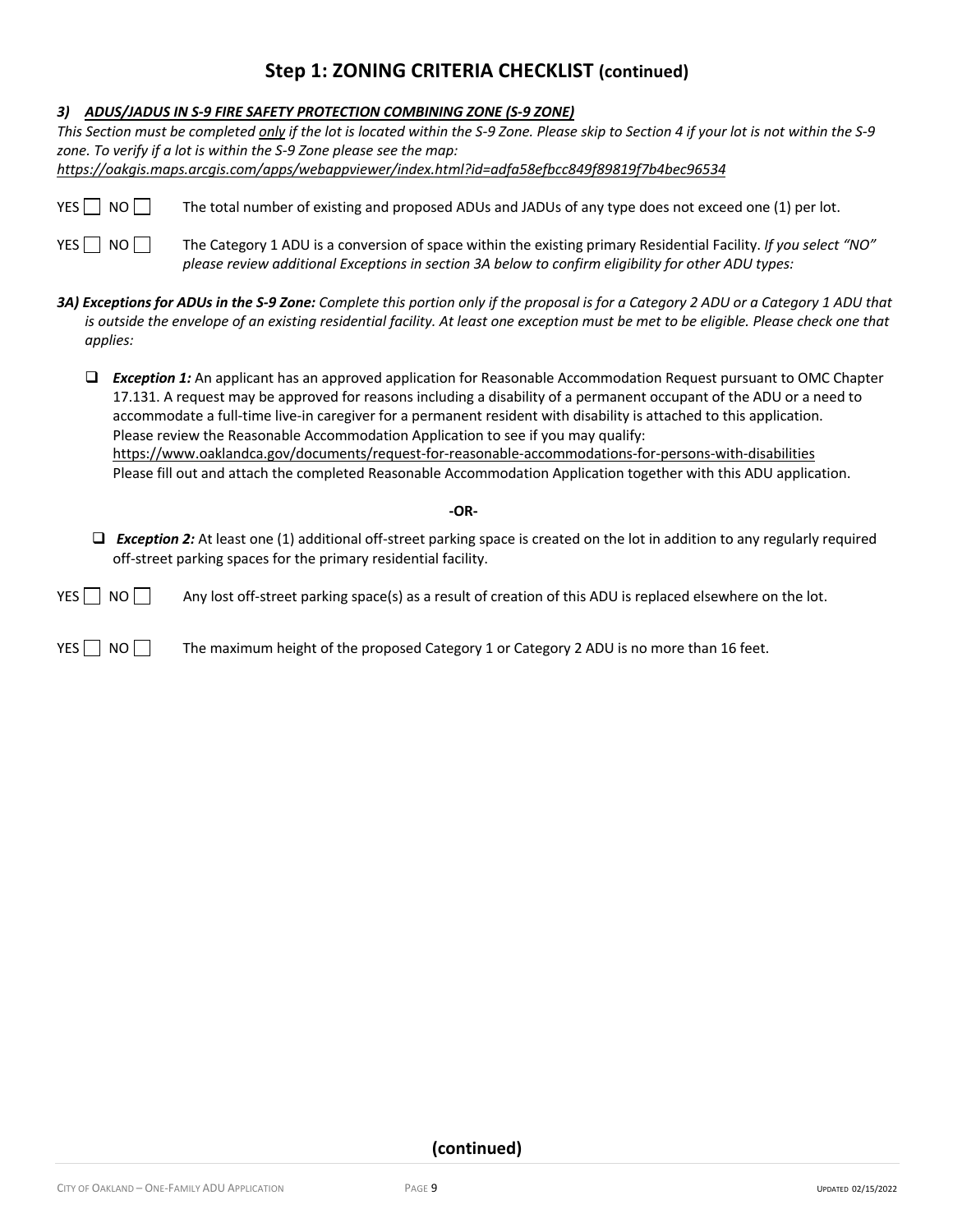## Step 1: ZONING CRITERIA CHECKLIST (continued)

### *3) ADUS/JADUS IN S-9 FIRE SAFETY PROTECTION COMBINING ZONE (S-9 ZONE)*

*This Section must be completed only if the lot is located within the S-9 Zone. Please skip to Section 4 if your lot is not within the S-9 zone. To verify if a lot is within the S-9 Zone please see the map:* *https://oakgis.maps.arcgis.com/apps/webappviewer/index.html?id=adfa58efbcc849f89819f7b4bec96534*

YES ☐ NO ☐ The total number of existing and proposed ADUs and JADUs of any type does not exceed one (1) per lot.

YES ☐ NO ☐ The Category 1 ADU is a conversion of space within the existing primary Residential Facility. *If you select "NO" please review additional Exceptions in section 3A below to confirm eligibility for other ADU types:*

***3A) Exceptions for ADUs in the S-9 Zone:*** *Complete this portion only if the proposal is for a Category 2 ADU or a Category 1 ADU that is outside the envelope of an existing residential facility. At least one exception must be met to be eligible. Please check one that applies:*

- ☐ ***Exception 1:*** An applicant has an approved application for Reasonable Accommodation Request pursuant to OMC Chapter 17.131. A request may be approved for reasons including a disability of a permanent occupant of the ADU or a need to accommodate a full-time live-in caregiver for a permanent resident with disability is attached to this application. Please review the Reasonable Accommodation Application to see if you may qualify: https://www.oaklandca.gov/documents/request-for-reasonable-accommodations-for-persons-with-disabilities Please fill out and attach the completed Reasonable Accommodation Application together with this ADU application.

**-OR-**

- ☐ ***Exception 2:*** At least one (1) additional off-street parking space is created on the lot in addition to any regularly required off-street parking spaces for the primary residential facility.

YES ☐ NO ☐ Any lost off-street parking space(s) as a result of creation of this ADU is replaced elsewhere on the lot.

YES ☐ NO ☐ The maximum height of the proposed Category 1 or Category 2 ADU is no more than 16 feet.

**(continued)**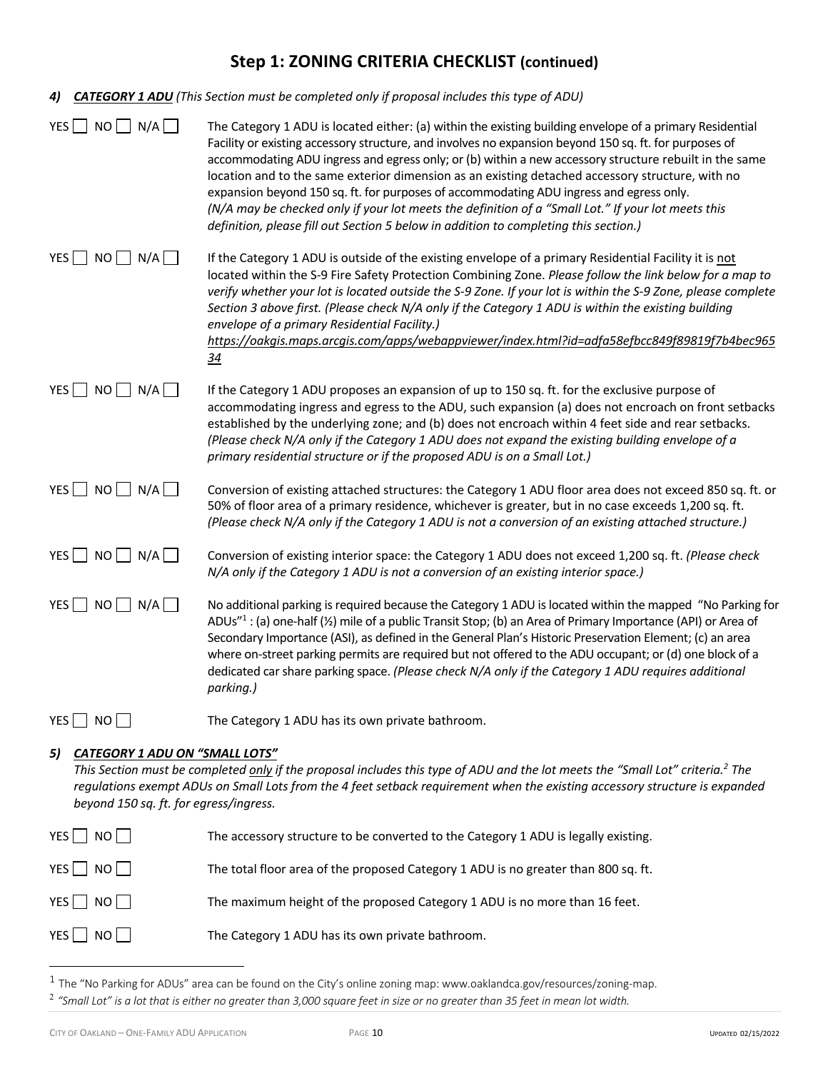# Step 1: ZONING CRITERIA CHECKLIST (continued)

**4)** ***CATEGORY 1 ADU*** *(This Section must be completed only if proposal includes this type of ADU)*

YES ☐ NO ☐ N/A ☐ The Category 1 ADU is located either: (a) within the existing building envelope of a primary Residential Facility or existing accessory structure, and involves no expansion beyond 150 sq. ft. for purposes of accommodating ADU ingress and egress only; or (b) within a new accessory structure rebuilt in the same location and to the same exterior dimension as an existing detached accessory structure, with no expansion beyond 150 sq. ft. for purposes of accommodating ADU ingress and egress only. *(N/A may be checked only if your lot meets the definition of a "Small Lot." If your lot meets this definition, please fill out Section 5 below in addition to completing this section.)*

YES ☐ NO ☐ N/A ☐ If the Category 1 ADU is outside of the existing envelope of a primary Residential Facility it is not located within the S-9 Fire Safety Protection Combining Zone. *Please follow the link below for a map to verify whether your lot is located outside the S-9 Zone. If your lot is within the S-9 Zone, please complete Section 3 above first. (Please check N/A only if the Category 1 ADU is within the existing building envelope of a primary Residential Facility.)*
*https://oakgis.maps.arcgis.com/apps/webappviewer/index.html?id=adfa58efbcc849f89819f7b4bec96534*

YES ☐ NO ☐ N/A ☐ If the Category 1 ADU proposes an expansion of up to 150 sq. ft. for the exclusive purpose of accommodating ingress and egress to the ADU, such expansion (a) does not encroach on front setbacks established by the underlying zone; and (b) does not encroach within 4 feet side and rear setbacks. *(Please check N/A only if the Category 1 ADU does not expand the existing building envelope of a primary residential structure or if the proposed ADU is on a Small Lot.)*

YES ☐ NO ☐ N/A ☐ Conversion of existing attached structures: the Category 1 ADU floor area does not exceed 850 sq. ft. or 50% of floor area of a primary residence, whichever is greater, but in no case exceeds 1,200 sq. ft. *(Please check N/A only if the Category 1 ADU is not a conversion of an existing attached structure.)*

YES ☐ NO ☐ N/A ☐ Conversion of existing interior space: the Category 1 ADU does not exceed 1,200 sq. ft. *(Please check N/A only if the Category 1 ADU is not a conversion of an existing interior space.)*

YES ☐ NO ☐ N/A ☐ No additional parking is required because the Category 1 ADU is located within the mapped "No Parking for ADUs"[1] : (a) one-half (½) mile of a public Transit Stop; (b) an Area of Primary Importance (API) or Area of Secondary Importance (ASI), as defined in the General Plan's Historic Preservation Element; (c) an area where on-street parking permits are required but not offered to the ADU occupant; or (d) one block of a dedicated car share parking space. *(Please check N/A only if the Category 1 ADU requires additional parking.)*

YES ☐ NO ☐ The Category 1 ADU has its own private bathroom.

**5)** ***CATEGORY 1 ADU ON "SMALL LOTS"***
*This Section must be completed only if the proposal includes this type of ADU and the lot meets the "Small Lot" criteria.[2] The regulations exempt ADUs on Small Lots from the 4 feet setback requirement when the existing accessory structure is expanded beyond 150 sq. ft. for egress/ingress.*

YES ☐ NO ☐ The accessory structure to be converted to the Category 1 ADU is legally existing.

YES ☐ NO ☐ The total floor area of the proposed Category 1 ADU is no greater than 800 sq. ft.

YES ☐ NO ☐ The maximum height of the proposed Category 1 ADU is no more than 16 feet.

YES ☐ NO ☐ The Category 1 ADU has its own private bathroom.

---

[1] The "No Parking for ADUs" area can be found on the City's online zoning map: www.oaklandca.gov/resources/zoning-map.

[2] *"Small Lot" is a lot that is either no greater than 3,000 square feet in size or no greater than 35 feet in mean lot width.*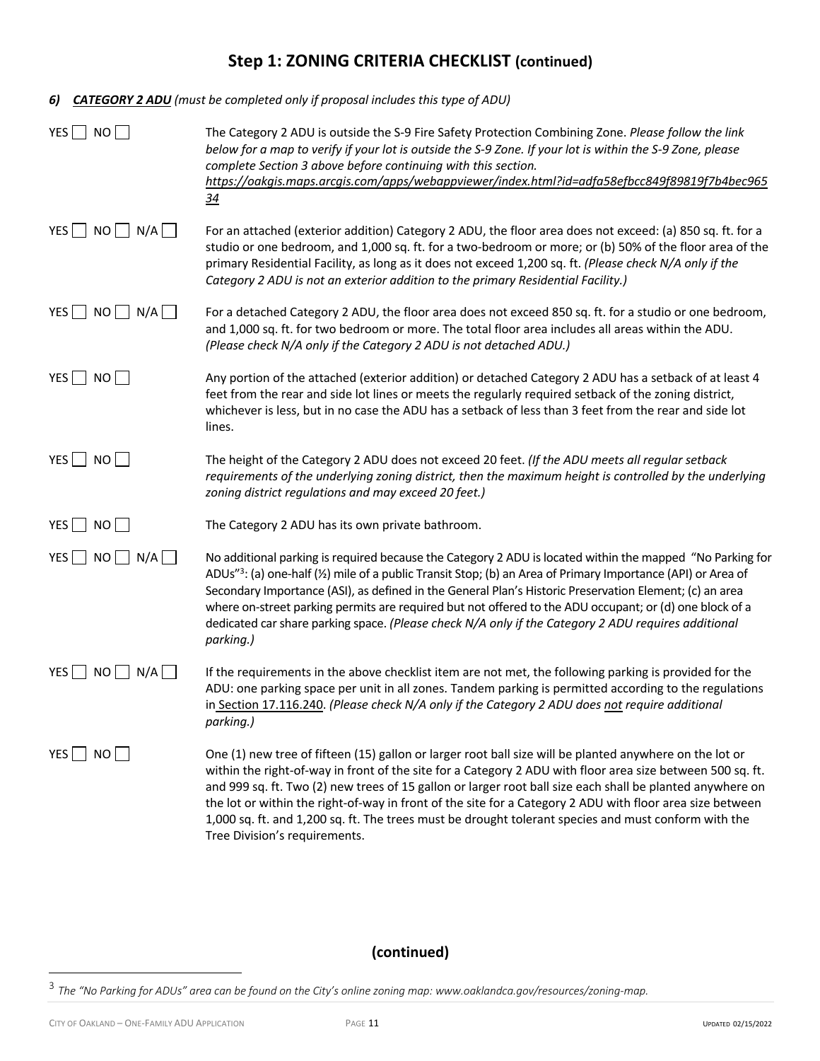# Step 1: ZONING CRITERIA CHECKLIST (continued)

***6) CATEGORY 2 ADU*** *(must be completed only if proposal includes this type of ADU)*

| | |
|---|---|
| YES ☐ NO ☐ | The Category 2 ADU is outside the S-9 Fire Safety Protection Combining Zone. *Please follow the link below for a map to verify if your lot is outside the S-9 Zone. If your lot is within the S-9 Zone, please complete Section 3 above before continuing with this section.* *https://oakgis.maps.arcgis.com/apps/webappviewer/index.html?id=adfa58efbcc849f89819f7b4bec96534* |
| YES ☐ NO ☐ N/A ☐ | For an attached (exterior addition) Category 2 ADU, the floor area does not exceed: (a) 850 sq. ft. for a studio or one bedroom, and 1,000 sq. ft. for a two-bedroom or more; or (b) 50% of the floor area of the primary Residential Facility, as long as it does not exceed 1,200 sq. ft. *(Please check N/A only if the Category 2 ADU is not an exterior addition to the primary Residential Facility.)* |
| YES ☐ NO ☐ N/A ☐ | For a detached Category 2 ADU, the floor area does not exceed 850 sq. ft. for a studio or one bedroom, and 1,000 sq. ft. for two bedroom or more. The total floor area includes all areas within the ADU. *(Please check N/A only if the Category 2 ADU is not detached ADU.)* |
| YES ☐ NO ☐ | Any portion of the attached (exterior addition) or detached Category 2 ADU has a setback of at least 4 feet from the rear and side lot lines or meets the regularly required setback of the zoning district, whichever is less, but in no case the ADU has a setback of less than 3 feet from the rear and side lot lines. |
| YES ☐ NO ☐ | The height of the Category 2 ADU does not exceed 20 feet. *(If the ADU meets all regular setback requirements of the underlying zoning district, then the maximum height is controlled by the underlying zoning district regulations and may exceed 20 feet.)* |
| YES ☐ NO ☐ | The Category 2 ADU has its own private bathroom. |
| YES ☐ NO ☐ N/A ☐ | No additional parking is required because the Category 2 ADU is located within the mapped "No Parking for ADUs"[3]: (a) one-half (½) mile of a public Transit Stop; (b) an Area of Primary Importance (API) or Area of Secondary Importance (ASI), as defined in the General Plan's Historic Preservation Element; (c) an area where on-street parking permits are required but not offered to the ADU occupant; or (d) one block of a dedicated car share parking space. *(Please check N/A only if the Category 2 ADU requires additional parking.)* |
| YES ☐ NO ☐ N/A ☐ | If the requirements in the above checklist item are not met, the following parking is provided for the ADU: one parking space per unit in all zones. Tandem parking is permitted according to the regulations in Section 17.116.240. *(Please check N/A only if the Category 2 ADU does not require additional parking.)* |
| YES ☐ NO ☐ | One (1) new tree of fifteen (15) gallon or larger root ball size will be planted anywhere on the lot or within the right-of-way in front of the site for a Category 2 ADU with floor area size between 500 sq. ft. and 999 sq. ft. Two (2) new trees of 15 gallon or larger root ball size each shall be planted anywhere on the lot or within the right-of-way in front of the site for a Category 2 ADU with floor area size between 1,000 sq. ft. and 1,200 sq. ft. The trees must be drought tolerant species and must conform with the Tree Division's requirements. |

**(continued)**

[3] *The "No Parking for ADUs" area can be found on the City's online zoning map: www.oaklandca.gov/resources/zoning-map.*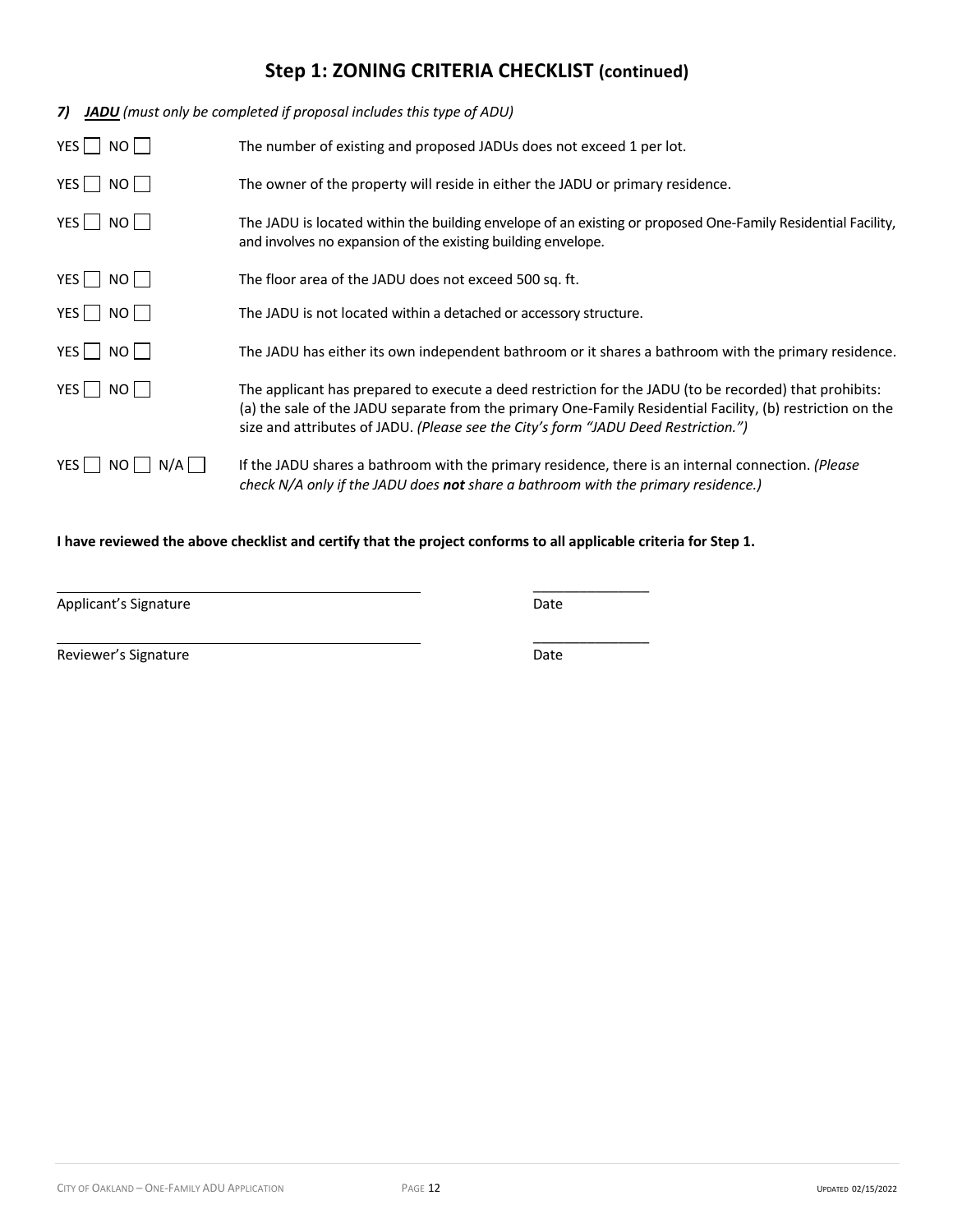# Step 1: ZONING CRITERIA CHECKLIST (continued)

***7) JADU*** *(must only be completed if proposal includes this type of ADU)*

| | |
|---|---|
| YES ☐ NO ☐ | The number of existing and proposed JADUs does not exceed 1 per lot. |
| YES ☐ NO ☐ | The owner of the property will reside in either the JADU or primary residence. |
| YES ☐ NO ☐ | The JADU is located within the building envelope of an existing or proposed One-Family Residential Facility, and involves no expansion of the existing building envelope. |
| YES ☐ NO ☐ | The floor area of the JADU does not exceed 500 sq. ft. |
| YES ☐ NO ☐ | The JADU is not located within a detached or accessory structure. |
| YES ☐ NO ☐ | The JADU has either its own independent bathroom or it shares a bathroom with the primary residence. |
| YES ☐ NO ☐ | The applicant has prepared to execute a deed restriction for the JADU (to be recorded) that prohibits: (a) the sale of the JADU separate from the primary One-Family Residential Facility, (b) restriction on the size and attributes of JADU. *(Please see the City's form "JADU Deed Restriction.")* |
| YES ☐ NO ☐ N/A ☐ | If the JADU shares a bathroom with the primary residence, there is an internal connection. *(Please check N/A only if the JADU does **not** share a bathroom with the primary residence.)* |

**I have reviewed the above checklist and certify that the project conforms to all applicable criteria for Step 1.**

______________________________________ ________________

Applicant's Signature Date

______________________________________ ________________

Reviewer's Signature Date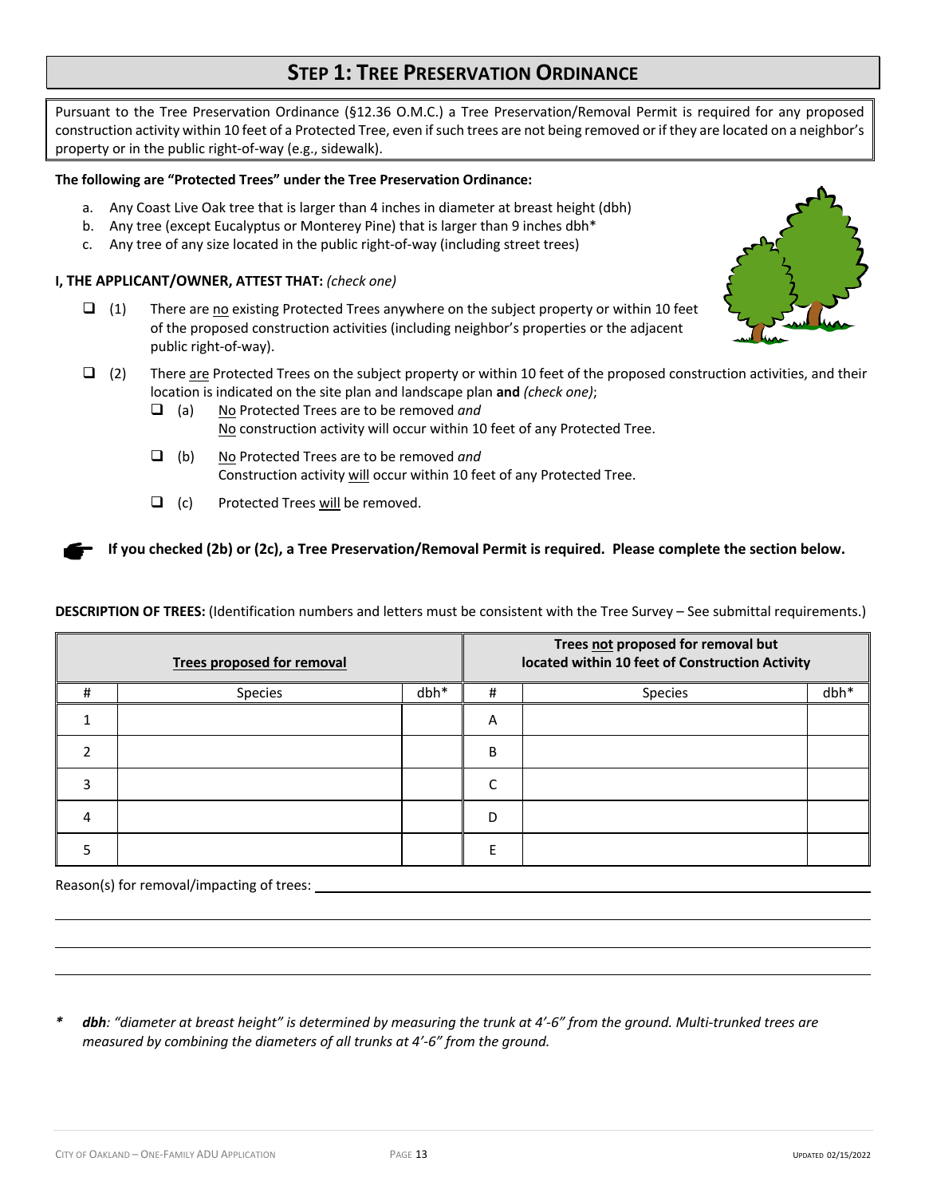# STEP 1: TREE PRESERVATION ORDINANCE

Pursuant to the Tree Preservation Ordinance (§12.36 O.M.C.) a Tree Preservation/Removal Permit is required for any proposed construction activity within 10 feet of a Protected Tree, even if such trees are not being removed or if they are located on a neighbor's property or in the public right-of-way (e.g., sidewalk).

**The following are "Protected Trees" under the Tree Preservation Ordinance:**

a. Any Coast Live Oak tree that is larger than 4 inches in diameter at breast height (dbh)
b. Any tree (except Eucalyptus or Monterey Pine) that is larger than 9 inches dbh*
c. Any tree of any size located in the public right-of-way (including street trees)

**I, THE APPLICANT/OWNER, ATTEST THAT:** *(check one)*

- ☐ (1) There are no existing Protected Trees anywhere on the subject property or within 10 feet of the proposed construction activities (including neighbor's properties or the adjacent public right-of-way).
- ☐ (2) There are Protected Trees on the subject property or within 10 feet of the proposed construction activities, and their location is indicated on the site plan and landscape plan **and** *(check one)*;
  - ☐ (a) No Protected Trees are to be removed *and* No construction activity will occur within 10 feet of any Protected Tree.
  - ☐ (b) No Protected Trees are to be removed *and* Construction activity will occur within 10 feet of any Protected Tree.
  - ☐ (c) Protected Trees will be removed.

☛ **If you checked (2b) or (2c), a Tree Preservation/Removal Permit is required. Please complete the section below.**

**DESCRIPTION OF TREES:** (Identification numbers and letters must be consistent with the Tree Survey – See submittal requirements.)

| Trees proposed for removal | | | Trees not proposed for removal but located within 10 feet of Construction Activity | | |
|---|---|---|---|---|---|
| # | Species | dbh* | # | Species | dbh* |
| 1 | | | A | | |
| 2 | | | B | | |
| 3 | | | C | | |
| 4 | | | D | | |
| 5 | | | E | | |

Reason(s) for removal/impacting of trees: ____________________________________________

____________________________________________

____________________________________________

____________________________________________

*\** ***dbh**: "diameter at breast height" is determined by measuring the trunk at 4'-6" from the ground. Multi-trunked trees are measured by combining the diameters of all trunks at 4'-6" from the ground.*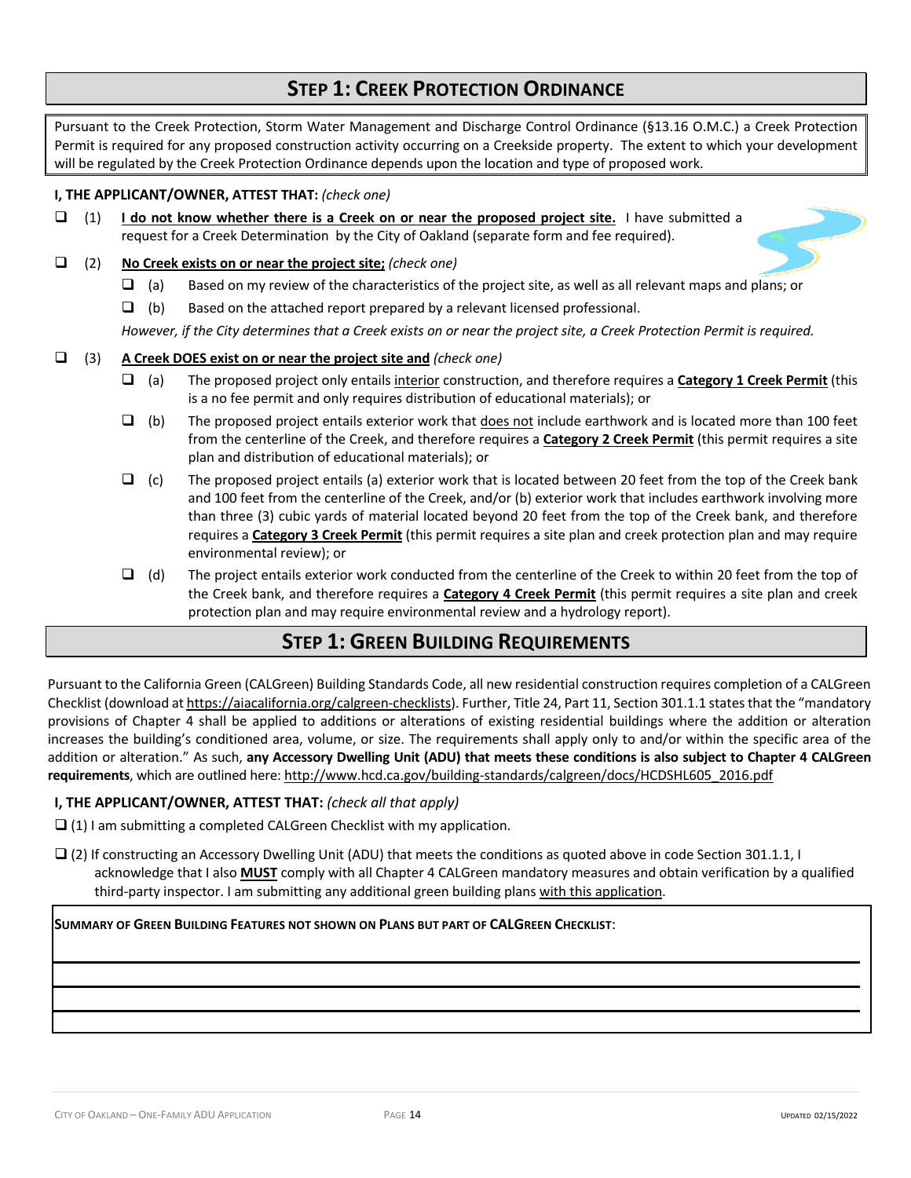## Step 1: Creek Protection Ordinance

Pursuant to the Creek Protection, Storm Water Management and Discharge Control Ordinance (§13.16 O.M.C.) a Creek Protection Permit is required for any proposed construction activity occurring on a Creekside property. The extent to which your development will be regulated by the Creek Protection Ordinance depends upon the location and type of proposed work.

**I, THE APPLICANT/OWNER, ATTEST THAT:** *(check one)*

- ❑ (1) **I do not know whether there is a Creek on or near the proposed project site.** I have submitted a request for a Creek Determination by the City of Oakland (separate form and fee required).
- ❑ (2) **No Creek exists on or near the project site;** *(check one)*
  - ❑ (a) Based on my review of the characteristics of the project site, as well as all relevant maps and plans; or
  - ❑ (b) Based on the attached report prepared by a relevant licensed professional.

  *However, if the City determines that a Creek exists on or near the project site, a Creek Protection Permit is required.*
- ❑ (3) **A Creek DOES exist on or near the project site and** *(check one)*
  - ❑ (a) The proposed project only entails interior construction, and therefore requires a **Category 1 Creek Permit** (this is a no fee permit and only requires distribution of educational materials); or
  - ❑ (b) The proposed project entails exterior work that does not include earthwork and is located more than 100 feet from the centerline of the Creek, and therefore requires a **Category 2 Creek Permit** (this permit requires a site plan and distribution of educational materials); or
  - ❑ (c) The proposed project entails (a) exterior work that is located between 20 feet from the top of the Creek bank and 100 feet from the centerline of the Creek, and/or (b) exterior work that includes earthwork involving more than three (3) cubic yards of material located beyond 20 feet from the top of the Creek bank, and therefore requires a **Category 3 Creek Permit** (this permit requires a site plan and creek protection plan and may require environmental review); or
  - ❑ (d) The project entails exterior work conducted from the centerline of the Creek to within 20 feet from the top of the Creek bank, and therefore requires a **Category 4 Creek Permit** (this permit requires a site plan and creek protection plan and may require environmental review and a hydrology report).

## Step 1: Green Building Requirements

Pursuant to the California Green (CALGreen) Building Standards Code, all new residential construction requires completion of a CALGreen Checklist (download at https://aiacalifornia.org/calgreen-checklists). Further, Title 24, Part 11, Section 301.1.1 states that the "mandatory provisions of Chapter 4 shall be applied to additions or alterations of existing residential buildings where the addition or alteration increases the building's conditioned area, volume, or size. The requirements shall apply only to and/or within the specific area of the addition or alteration." As such, **any Accessory Dwelling Unit (ADU) that meets these conditions is also subject to Chapter 4 CALGreen requirements**, which are outlined here: http://www.hcd.ca.gov/building-standards/calgreen/docs/HCDSHL605_2016.pdf

**I, THE APPLICANT/OWNER, ATTEST THAT:** *(check all that apply)*

- ❑ (1) I am submitting a completed CALGreen Checklist with my application.
- ❑ (2) If constructing an Accessory Dwelling Unit (ADU) that meets the conditions as quoted above in code Section 301.1.1, I acknowledge that I also **MUST** comply with all Chapter 4 CALGreen mandatory measures and obtain verification by a qualified third-party inspector. I am submitting any additional green building plans with this application.

**SUMMARY OF GREEN BUILDING FEATURES NOT SHOWN ON PLANS BUT PART OF CALGREEN CHECKLIST:**

______________________________________________

______________________________________________

______________________________________________

______________________________________________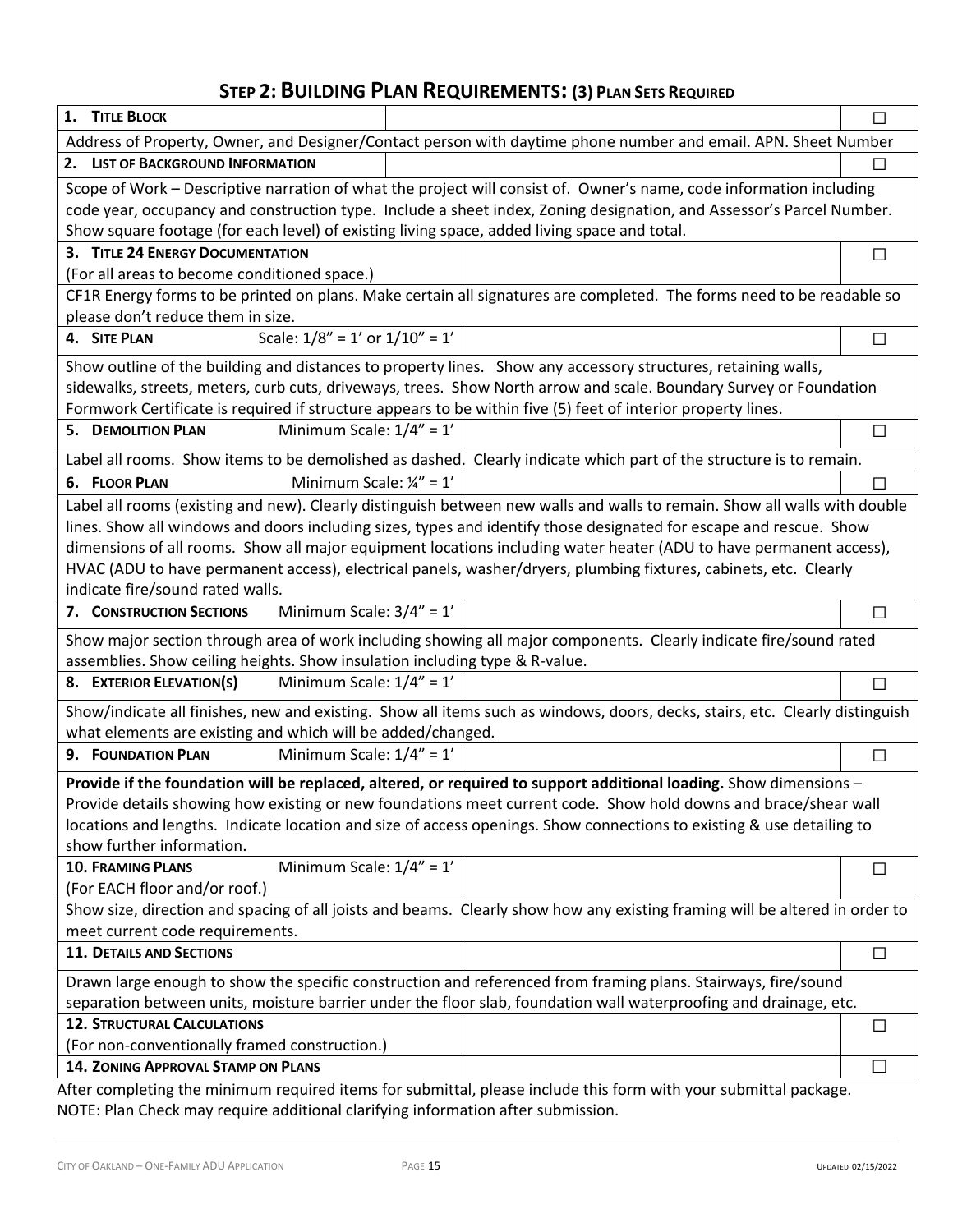## STEP 2: BUILDING PLAN REQUIREMENTS: (3) PLAN SETS REQUIRED

| Item | | Scale | | ☐ |
|---|---|---|---|---|
| **1. TITLE BLOCK** | | | | ☐ |
| Address of Property, Owner, and Designer/Contact person with daytime phone number and email. APN. Sheet Number | | | | |
| **2. LIST OF BACKGROUND INFORMATION** | | | | ☐ |
| Scope of Work – Descriptive narration of what the project will consist of. Owner's name, code information including code year, occupancy and construction type. Include a sheet index, Zoning designation, and Assessor's Parcel Number. Show square footage (for each level) of existing living space, added living space and total. | | | | |
| **3. TITLE 24 ENERGY DOCUMENTATION** (For all areas to become conditioned space.) | | | | ☐ |
| CF1R Energy forms to be printed on plans. Make certain all signatures are completed. The forms need to be readable so please don't reduce them in size. | | | | |
| **4. SITE PLAN** | | Scale: 1/8" = 1' or 1/10" = 1' | | ☐ |
| Show outline of the building and distances to property lines. Show any accessory structures, retaining walls, sidewalks, streets, meters, curb cuts, driveways, trees. Show North arrow and scale. Boundary Survey or Foundation Formwork Certificate is required if structure appears to be within five (5) feet of interior property lines. | | | | |
| **5. DEMOLITION PLAN** | | Minimum Scale: 1/4" = 1' | | ☐ |
| Label all rooms. Show items to be demolished as dashed. Clearly indicate which part of the structure is to remain. | | | | |
| **6. FLOOR PLAN** | | Minimum Scale: ¼" = 1' | | ☐ |
| Label all rooms (existing and new). Clearly distinguish between new walls and walls to remain. Show all walls with double lines. Show all windows and doors including sizes, types and identify those designated for escape and rescue. Show dimensions of all rooms. Show all major equipment locations including water heater (ADU to have permanent access), HVAC (ADU to have permanent access), electrical panels, washer/dryers, plumbing fixtures, cabinets, etc. Clearly indicate fire/sound rated walls. | | | | |
| **7. CONSTRUCTION SECTIONS** | | Minimum Scale: 3/4" = 1' | | ☐ |
| Show major section through area of work including showing all major components. Clearly indicate fire/sound rated assemblies. Show ceiling heights. Show insulation including type & R-value. | | | | |
| **8. EXTERIOR ELEVATION(S)** | | Minimum Scale: 1/4" = 1' | | ☐ |
| Show/indicate all finishes, new and existing. Show all items such as windows, doors, decks, stairs, etc. Clearly distinguish what elements are existing and which will be added/changed. | | | | |
| **9. FOUNDATION PLAN** | | Minimum Scale: 1/4" = 1' | | ☐ |
| **Provide if the foundation will be replaced, altered, or required to support additional loading.** Show dimensions – Provide details showing how existing or new foundations meet current code. Show hold downs and brace/shear wall locations and lengths. Indicate location and size of access openings. Show connections to existing & use detailing to show further information. | | | | |
| **10. FRAMING PLANS** (For EACH floor and/or roof.) | | Minimum Scale: 1/4" = 1' | | ☐ |
| Show size, direction and spacing of all joists and beams. Clearly show how any existing framing will be altered in order to meet current code requirements. | | | | |
| **11. DETAILS AND SECTIONS** | | | | ☐ |
| Drawn large enough to show the specific construction and referenced from framing plans. Stairways, fire/sound separation between units, moisture barrier under the floor slab, foundation wall waterproofing and drainage, etc. | | | | |
| **12. STRUCTURAL CALCULATIONS** (For non-conventionally framed construction.) | | | | ☐ |
| **14. ZONING APPROVAL STAMP ON PLANS** | | | | ☐ |

After completing the minimum required items for submittal, please include this form with your submittal package.
NOTE: Plan Check may require additional clarifying information after submission.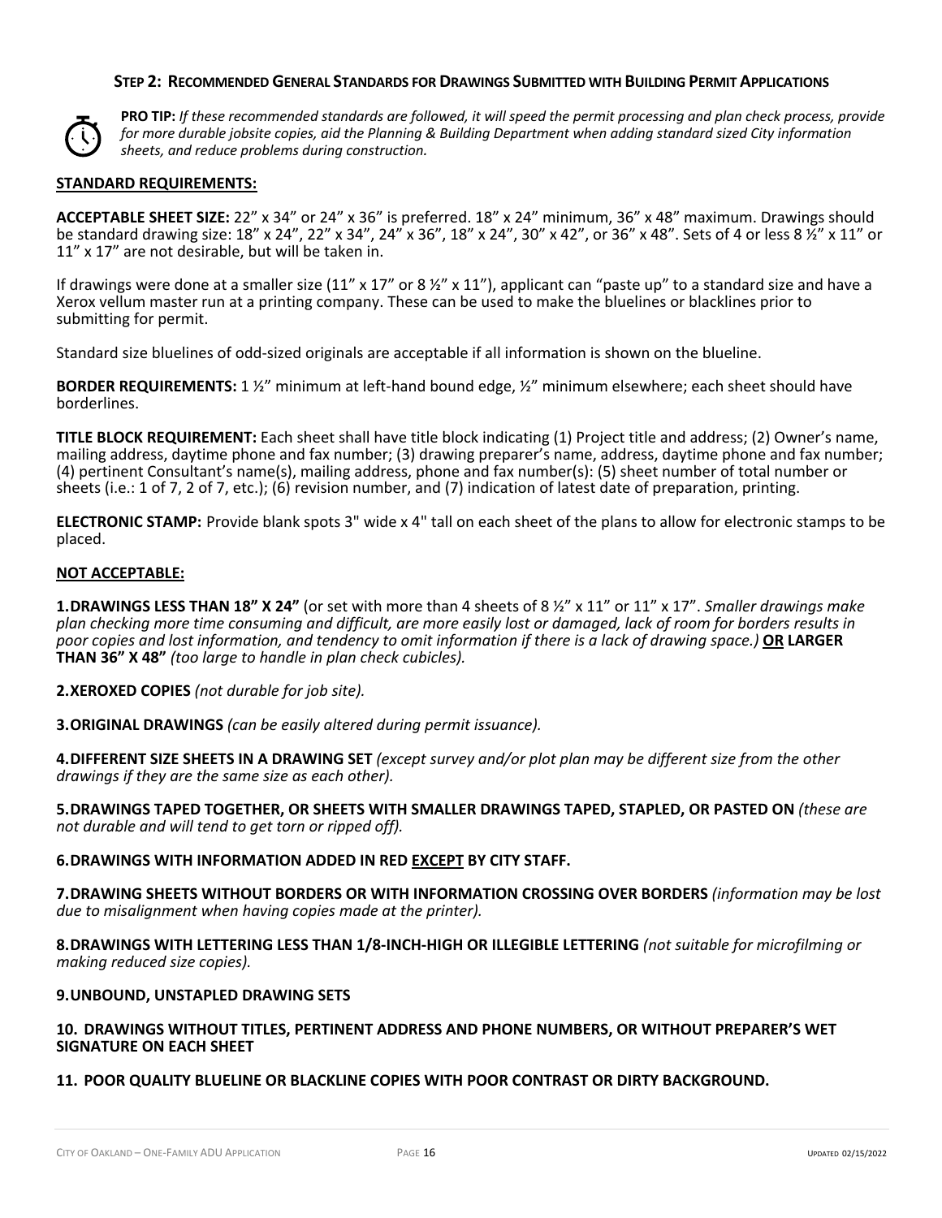## STEP 2: RECOMMENDED GENERAL STANDARDS FOR DRAWINGS SUBMITTED WITH BUILDING PERMIT APPLICATIONS

**PRO TIP:** *If these recommended standards are followed, it will speed the permit processing and plan check process, provide for more durable jobsite copies, aid the Planning & Building Department when adding standard sized City information sheets, and reduce problems during construction.*

### STANDARD REQUIREMENTS:

**ACCEPTABLE SHEET SIZE:** 22" x 34" or 24" x 36" is preferred. 18" x 24" minimum, 36" x 48" maximum. Drawings should be standard drawing size: 18" x 24", 22" x 34", 24" x 36", 18" x 24", 30" x 42", or 36" x 48". Sets of 4 or less 8 ½" x 11" or 11" x 17" are not desirable, but will be taken in.

If drawings were done at a smaller size (11" x 17" or 8 ½" x 11"), applicant can "paste up" to a standard size and have a Xerox vellum master run at a printing company. These can be used to make the bluelines or blacklines prior to submitting for permit.

Standard size bluelines of odd-sized originals are acceptable if all information is shown on the blueline.

**BORDER REQUIREMENTS:** 1 ½" minimum at left-hand bound edge, ½" minimum elsewhere; each sheet should have borderlines.

**TITLE BLOCK REQUIREMENT:** Each sheet shall have title block indicating (1) Project title and address; (2) Owner's name, mailing address, daytime phone and fax number; (3) drawing preparer's name, address, daytime phone and fax number; (4) pertinent Consultant's name(s), mailing address, phone and fax number(s): (5) sheet number of total number or sheets (i.e.: 1 of 7, 2 of 7, etc.); (6) revision number, and (7) indication of latest date of preparation, printing.

**ELECTRONIC STAMP:** Provide blank spots 3" wide x 4" tall on each sheet of the plans to allow for electronic stamps to be placed.

### NOT ACCEPTABLE:

**1. DRAWINGS LESS THAN 18" X 24"** (or set with more than 4 sheets of 8 ½" x 11" or 11" x 17". *Smaller drawings make plan checking more time consuming and difficult, are more easily lost or damaged, lack of room for borders results in poor copies and lost information, and tendency to omit information if there is a lack of drawing space.)* **OR LARGER THAN 36" X 48"** *(too large to handle in plan check cubicles).*

**2. XEROXED COPIES** *(not durable for job site).*

**3. ORIGINAL DRAWINGS** *(can be easily altered during permit issuance).*

**4. DIFFERENT SIZE SHEETS IN A DRAWING SET** *(except survey and/or plot plan may be different size from the other drawings if they are the same size as each other).*

**5. DRAWINGS TAPED TOGETHER, OR SHEETS WITH SMALLER DRAWINGS TAPED, STAPLED, OR PASTED ON** *(these are not durable and will tend to get torn or ripped off).*

**6. DRAWINGS WITH INFORMATION ADDED IN RED EXCEPT BY CITY STAFF.**

**7. DRAWING SHEETS WITHOUT BORDERS OR WITH INFORMATION CROSSING OVER BORDERS** *(information may be lost due to misalignment when having copies made at the printer).*

**8. DRAWINGS WITH LETTERING LESS THAN 1/8-INCH-HIGH OR ILLEGIBLE LETTERING** *(not suitable for microfilming or making reduced size copies).*

**9. UNBOUND, UNSTAPLED DRAWING SETS**

**10. DRAWINGS WITHOUT TITLES, PERTINENT ADDRESS AND PHONE NUMBERS, OR WITHOUT PREPARER'S WET SIGNATURE ON EACH SHEET**

**11. POOR QUALITY BLUELINE OR BLACKLINE COPIES WITH POOR CONTRAST OR DIRTY BACKGROUND.**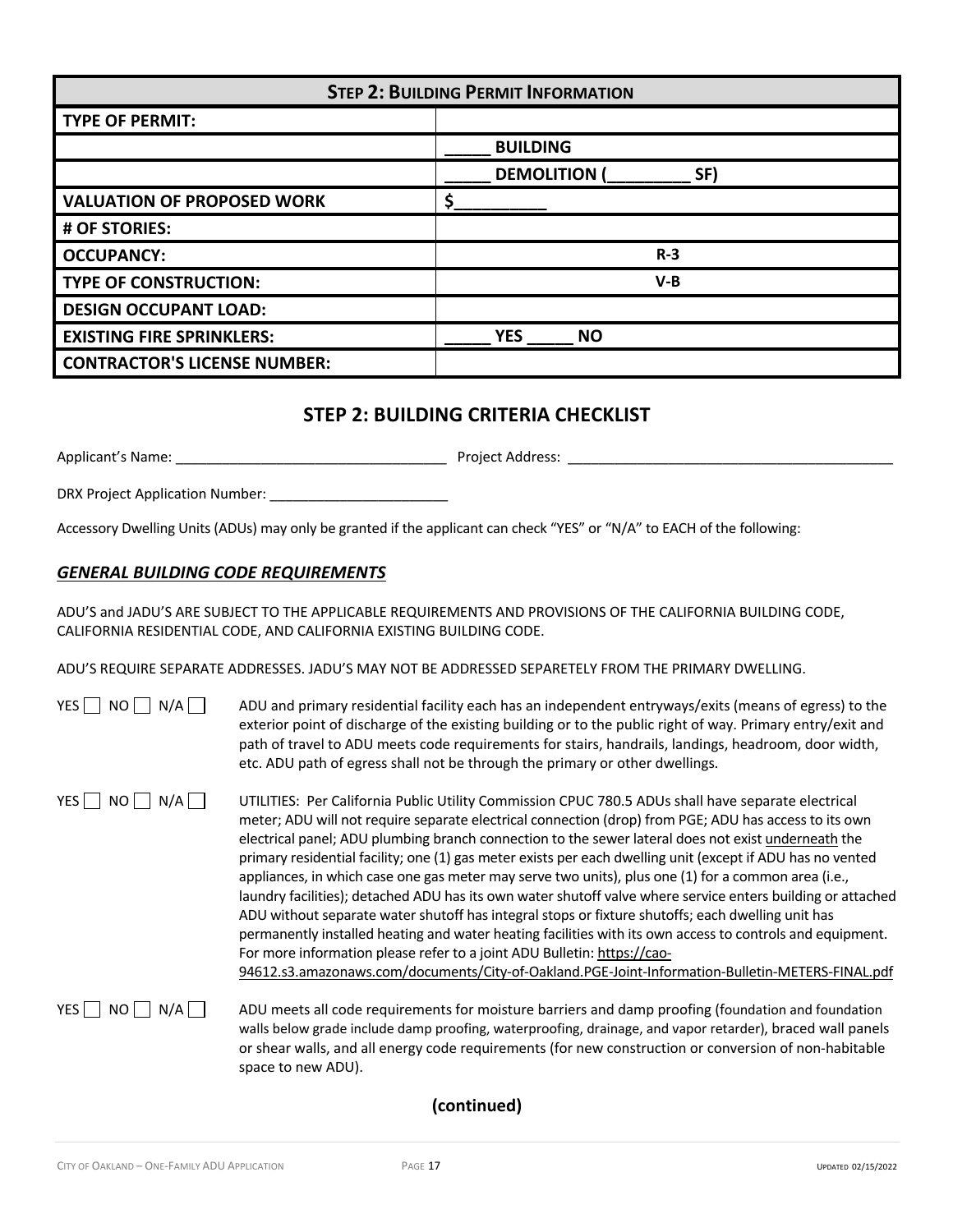| **STEP 2: BUILDING PERMIT INFORMATION** | |
|---|---|
| **TYPE OF PERMIT:** | |
| | **_____ BUILDING** |
| | **_____ DEMOLITION (_________ SF)** |
| **VALUATION OF PROPOSED WORK** | **$__________** |
| **# OF STORIES:** | |
| **OCCUPANCY:** | **R-3** |
| **TYPE OF CONSTRUCTION:** | **V-B** |
| **DESIGN OCCUPANT LOAD:** | |
| **EXISTING FIRE SPRINKLERS:** | **_____ YES _____ NO** |
| **CONTRACTOR'S LICENSE NUMBER:** | |

## STEP 2: BUILDING CRITERIA CHECKLIST

Applicant's Name: ___________________________________ Project Address: ___________________________________________

DRX Project Application Number: _______________________

Accessory Dwelling Units (ADUs) may only be granted if the applicant can check "YES" or "N/A" to EACH of the following:

### ***GENERAL BUILDING CODE REQUIREMENTS***

ADU'S and JADU'S ARE SUBJECT TO THE APPLICABLE REQUIREMENTS AND PROVISIONS OF THE CALIFORNIA BUILDING CODE, CALIFORNIA RESIDENTIAL CODE, AND CALIFORNIA EXISTING BUILDING CODE.

ADU'S REQUIRE SEPARATE ADDRESSES. JADU'S MAY NOT BE ADDRESSED SEPARETELY FROM THE PRIMARY DWELLING.

YES ☐ NO ☐ N/A ☐ ADU and primary residential facility each has an independent entryways/exits (means of egress) to the exterior point of discharge of the existing building or to the public right of way. Primary entry/exit and path of travel to ADU meets code requirements for stairs, handrails, landings, headroom, door width, etc. ADU path of egress shall not be through the primary or other dwellings.

YES ☐ NO ☐ N/A ☐ UTILITIES: Per California Public Utility Commission CPUC 780.5 ADUs shall have separate electrical meter; ADU will not require separate electrical connection (drop) from PGE; ADU has access to its own electrical panel; ADU plumbing branch connection to the sewer lateral does not exist underneath the primary residential facility; one (1) gas meter exists per each dwelling unit (except if ADU has no vented appliances, in which case one gas meter may serve two units), plus one (1) for a common area (i.e., laundry facilities); detached ADU has its own water shutoff valve where service enters building or attached ADU without separate water shutoff has integral stops or fixture shutoffs; each dwelling unit has permanently installed heating and water heating facilities with its own access to controls and equipment. For more information please refer to a joint ADU Bulletin: https://cao-94612.s3.amazonaws.com/documents/City-of-Oakland.PGE-Joint-Information-Bulletin-METERS-FINAL.pdf

YES ☐ NO ☐ N/A ☐ ADU meets all code requirements for moisture barriers and damp proofing (foundation and foundation walls below grade include damp proofing, waterproofing, drainage, and vapor retarder), braced wall panels or shear walls, and all energy code requirements (for new construction or conversion of non-habitable space to new ADU).

**(continued)**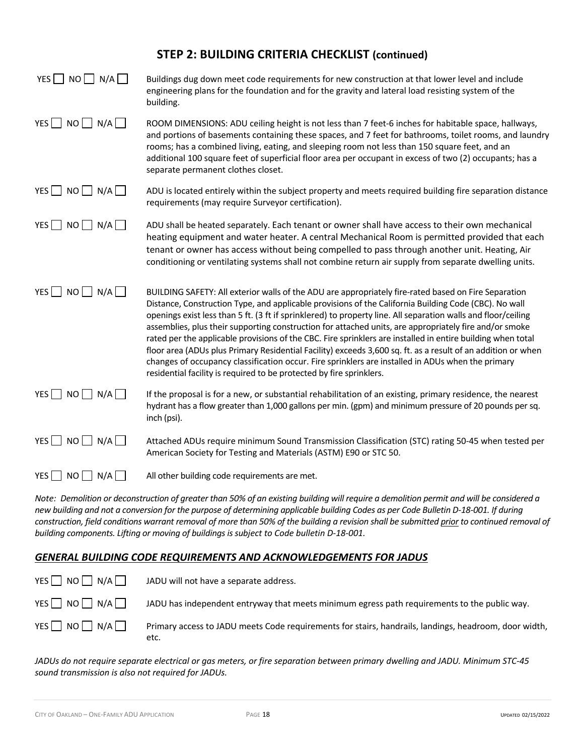## STEP 2: BUILDING CRITERIA CHECKLIST (continued)

YES ☐ NO ☐ N/A ☐ Buildings dug down meet code requirements for new construction at that lower level and include engineering plans for the foundation and for the gravity and lateral load resisting system of the building.

YES ☐ NO ☐ N/A ☐ ROOM DIMENSIONS: ADU ceiling height is not less than 7 feet-6 inches for habitable space, hallways, and portions of basements containing these spaces, and 7 feet for bathrooms, toilet rooms, and laundry rooms; has a combined living, eating, and sleeping room not less than 150 square feet, and an additional 100 square feet of superficial floor area per occupant in excess of two (2) occupants; has a separate permanent clothes closet.

YES ☐ NO ☐ N/A ☐ ADU is located entirely within the subject property and meets required building fire separation distance requirements (may require Surveyor certification).

YES ☐ NO ☐ N/A ☐ ADU shall be heated separately. Each tenant or owner shall have access to their own mechanical heating equipment and water heater. A central Mechanical Room is permitted provided that each tenant or owner has access without being compelled to pass through another unit. Heating, Air conditioning or ventilating systems shall not combine return air supply from separate dwelling units.

YES ☐ NO ☐ N/A ☐ BUILDING SAFETY: All exterior walls of the ADU are appropriately fire-rated based on Fire Separation Distance, Construction Type, and applicable provisions of the California Building Code (CBC). No wall openings exist less than 5 ft. (3 ft if sprinklered) to property line. All separation walls and floor/ceiling assemblies, plus their supporting construction for attached units, are appropriately fire and/or smoke rated per the applicable provisions of the CBC. Fire sprinklers are installed in entire building when total floor area (ADUs plus Primary Residential Facility) exceeds 3,600 sq. ft. as a result of an addition or when changes of occupancy classification occur. Fire sprinklers are installed in ADUs when the primary residential facility is required to be protected by fire sprinklers.

YES ☐ NO ☐ N/A ☐ If the proposal is for a new, or substantial rehabilitation of an existing, primary residence, the nearest hydrant has a flow greater than 1,000 gallons per min. (gpm) and minimum pressure of 20 pounds per sq. inch (psi).

YES ☐ NO ☐ N/A ☐ Attached ADUs require minimum Sound Transmission Classification (STC) rating 50-45 when tested per American Society for Testing and Materials (ASTM) E90 or STC 50.

YES ☐ NO ☐ N/A ☐ All other building code requirements are met.

*Note: Demolition or deconstruction of greater than 50% of an existing building will require a demolition permit and will be considered a new building and not a conversion for the purpose of determining applicable building Codes as per Code Bulletin D-18-001. If during construction, field conditions warrant removal of more than 50% of the building a revision shall be submitted prior to continued removal of building components. Lifting or moving of buildings is subject to Code bulletin D-18-001.*

### GENERAL BUILDING CODE REQUIREMENTS AND ACKNOWLEDGEMENTS FOR JADUS

YES ☐ NO ☐ N/A ☐ JADU will not have a separate address.

YES ☐ NO ☐ N/A ☐ JADU has independent entryway that meets minimum egress path requirements to the public way.

YES ☐ NO ☐ N/A ☐ Primary access to JADU meets Code requirements for stairs, handrails, landings, headroom, door width, etc.

*JADUs do not require separate electrical or gas meters, or fire separation between primary dwelling and JADU. Minimum STC-45 sound transmission is also not required for JADUs.*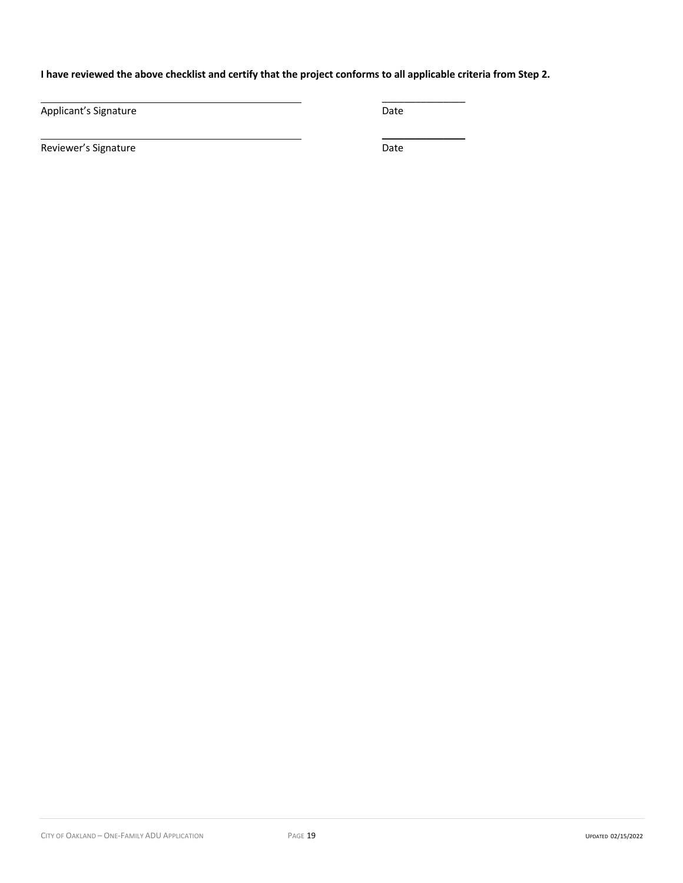**I have reviewed the above checklist and certify that the project conforms to all applicable criteria from Step 2.**

\_\_\_\_\_\_\_\_\_\_\_\_\_\_\_\_\_\_\_\_\_\_\_\_\_\_\_\_\_\_\_\_\_\_\_\_\_\_\_\_ \_\_\_\_\_\_\_\_\_\_\_\_\_\_\_
Applicant's Signature Date

\_\_\_\_\_\_\_\_\_\_\_\_\_\_\_\_\_\_\_\_\_\_\_\_\_\_\_\_\_\_\_\_\_\_\_\_\_\_\_\_ \_\_\_\_\_\_\_\_\_\_\_\_\_\_\_
Reviewer's Signature Date